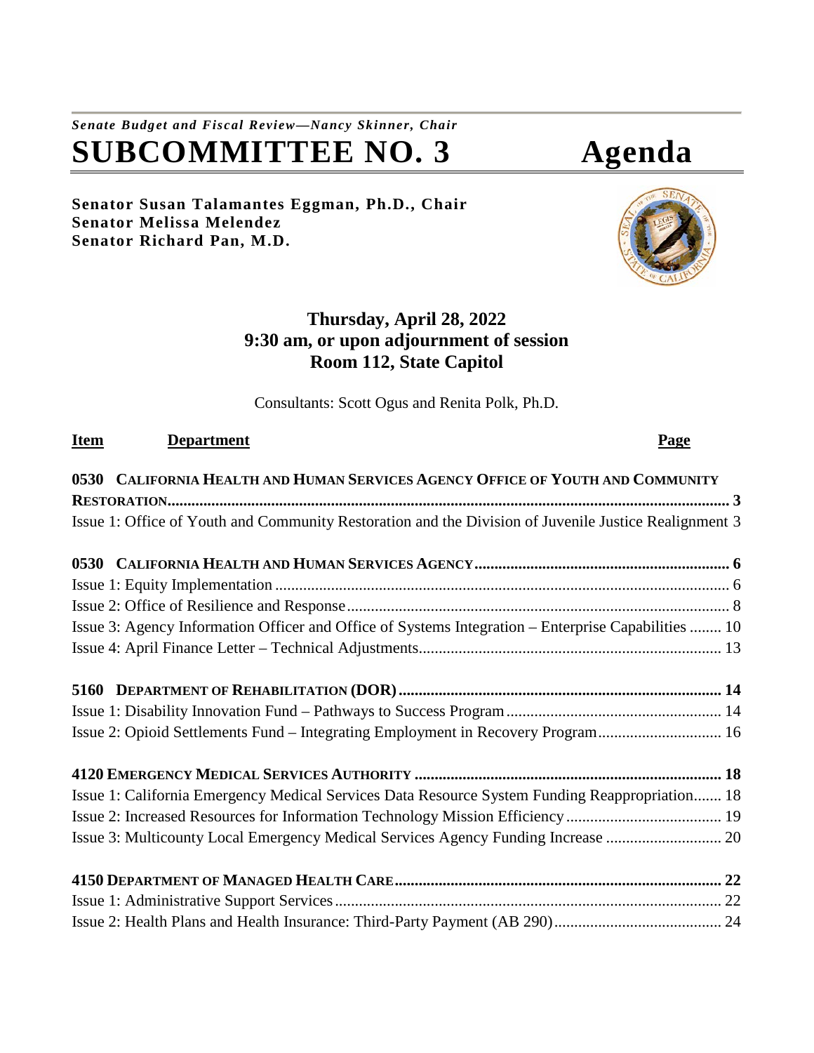*Senate Budget and Fiscal Review—Nancy Skinner, Chair*

# SUBCOMMITTEE NO. 3 Agenda

**Senator Susan Talamantes Eggman, Ph.D., Chair**
**Senator Melissa Melendez**
**Senator Richard Pan, M.D.**

**Thursday, April 28, 2022**
**9:30 am, or upon adjournment of session**
**Room 112, State Capitol**

Consultants: Scott Ogus and Renita Polk, Ph.D.

| Item | Department | Page |
|---|---|---|
| **0530** | **CALIFORNIA HEALTH AND HUMAN SERVICES AGENCY OFFICE OF YOUTH AND COMMUNITY RESTORATION** | **3** |
| | Issue 1: Office of Youth and Community Restoration and the Division of Juvenile Justice Realignment | 3 |
| **0530** | **CALIFORNIA HEALTH AND HUMAN SERVICES AGENCY** | **6** |
| | Issue 1: Equity Implementation | 6 |
| | Issue 2: Office of Resilience and Response | 8 |
| | Issue 3: Agency Information Officer and Office of Systems Integration – Enterprise Capabilities | 10 |
| | Issue 4: April Finance Letter – Technical Adjustments | 13 |
| **5160** | **DEPARTMENT OF REHABILITATION (DOR)** | **14** |
| | Issue 1: Disability Innovation Fund – Pathways to Success Program | 14 |
| | Issue 2: Opioid Settlements Fund – Integrating Employment in Recovery Program | 16 |
| **4120** | **EMERGENCY MEDICAL SERVICES AUTHORITY** | **18** |
| | Issue 1: California Emergency Medical Services Data Resource System Funding Reappropriation | 18 |
| | Issue 2: Increased Resources for Information Technology Mission Efficiency | 19 |
| | Issue 3: Multicounty Local Emergency Medical Services Agency Funding Increase | 20 |
| **4150** | **DEPARTMENT OF MANAGED HEALTH CARE** | **22** |
| | Issue 1: Administrative Support Services | 22 |
| | Issue 2: Health Plans and Health Insurance: Third-Party Payment (AB 290) | 24 |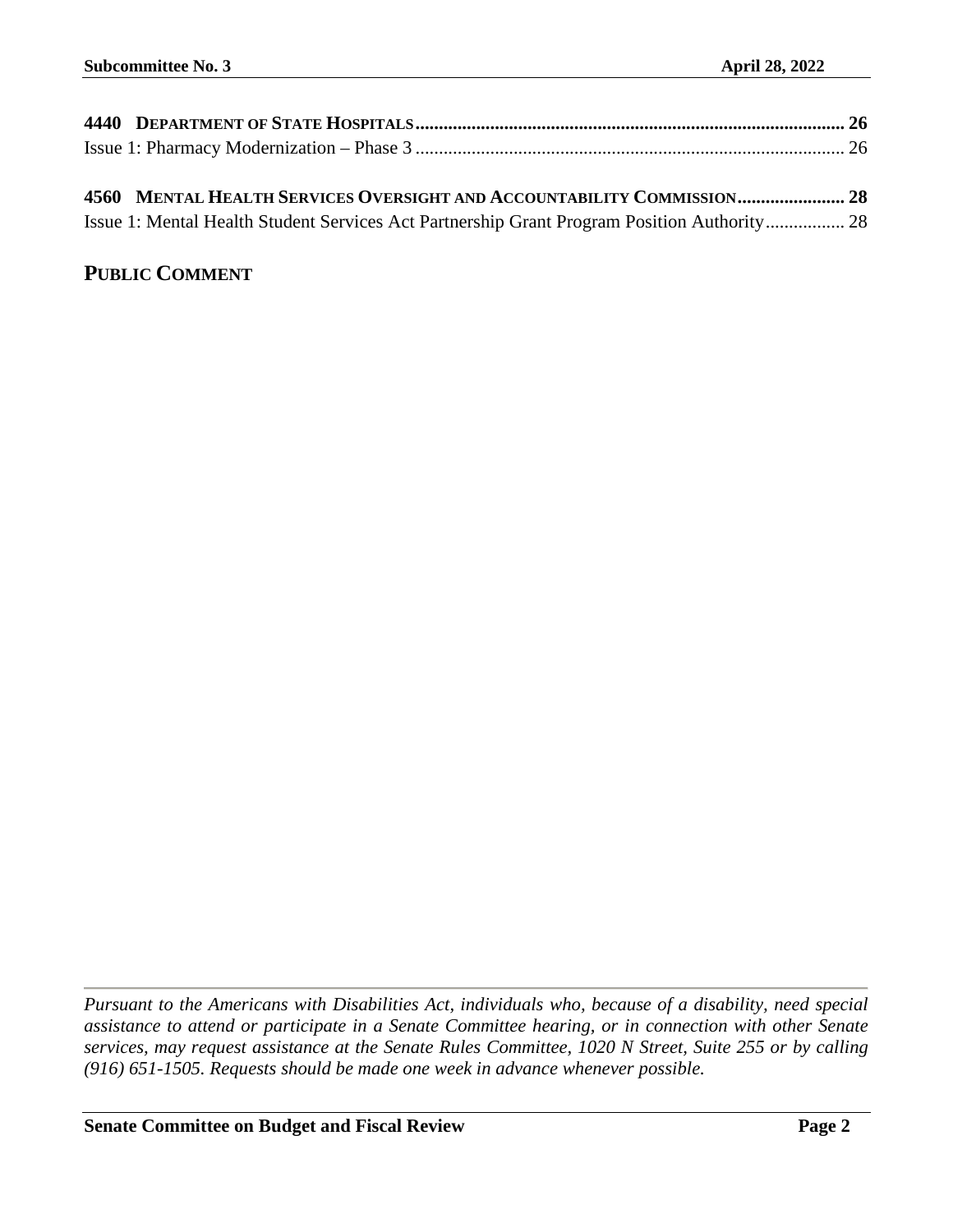**4440 DEPARTMENT OF STATE HOSPITALS** .......... **26**

Issue 1: Pharmacy Modernization – Phase 3 .......... 26

**4560 MENTAL HEALTH SERVICES OVERSIGHT AND ACCOUNTABILITY COMMISSION** .......... **28**

Issue 1: Mental Health Student Services Act Partnership Grant Program Position Authority .......... 28

## PUBLIC COMMENT

*Pursuant to the Americans with Disabilities Act, individuals who, because of a disability, need special assistance to attend or participate in a Senate Committee hearing, or in connection with other Senate services, may request assistance at the Senate Rules Committee, 1020 N Street, Suite 255 or by calling (916) 651-1505. Requests should be made one week in advance whenever possible.*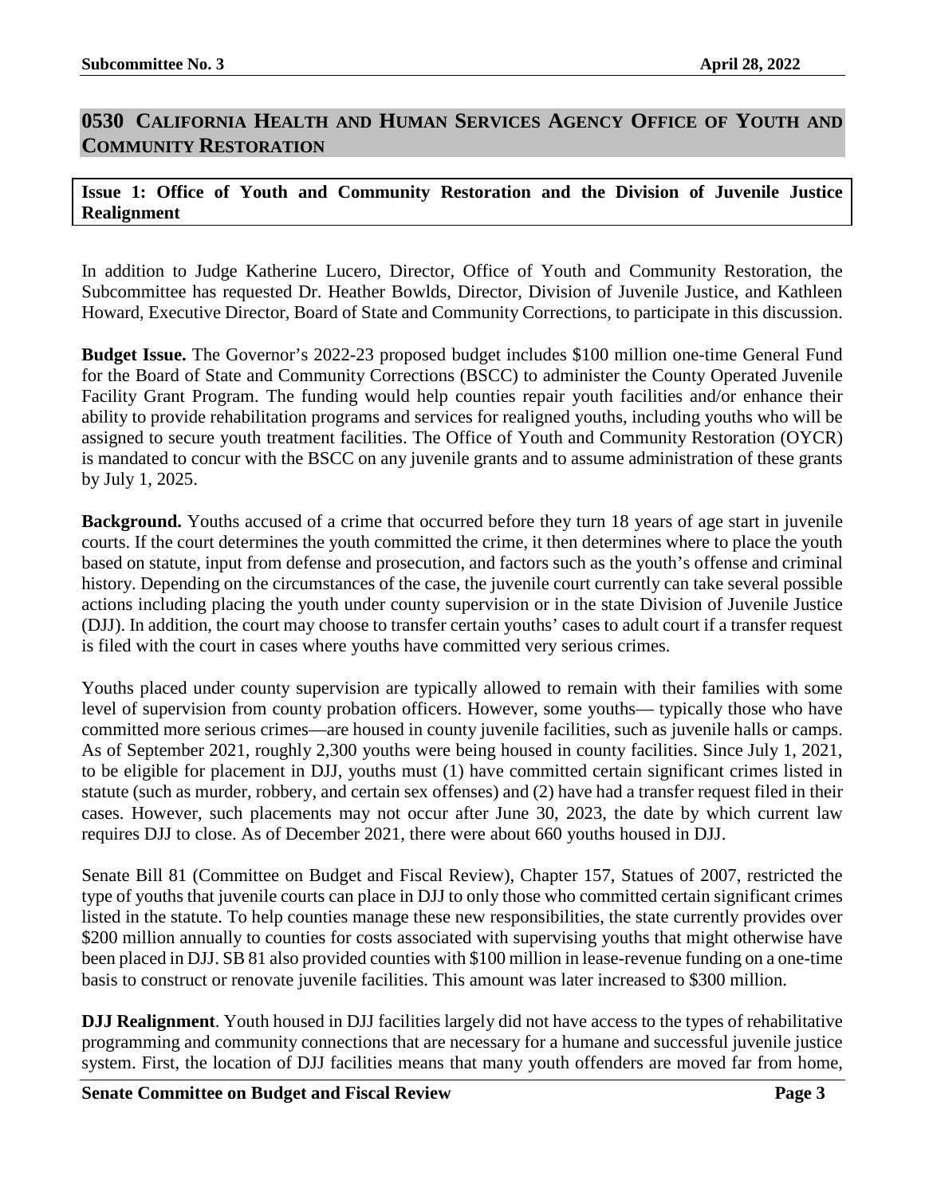## 0530 California Health and Human Services Agency Office of Youth and Community Restoration

**Issue 1: Office of Youth and Community Restoration and the Division of Juvenile Justice Realignment**

In addition to Judge Katherine Lucero, Director, Office of Youth and Community Restoration, the Subcommittee has requested Dr. Heather Bowlds, Director, Division of Juvenile Justice, and Kathleen Howard, Executive Director, Board of State and Community Corrections, to participate in this discussion.

**Budget Issue.** The Governor's 2022-23 proposed budget includes \$100 million one-time General Fund for the Board of State and Community Corrections (BSCC) to administer the County Operated Juvenile Facility Grant Program. The funding would help counties repair youth facilities and/or enhance their ability to provide rehabilitation programs and services for realigned youths, including youths who will be assigned to secure youth treatment facilities. The Office of Youth and Community Restoration (OYCR) is mandated to concur with the BSCC on any juvenile grants and to assume administration of these grants by July 1, 2025.

**Background.** Youths accused of a crime that occurred before they turn 18 years of age start in juvenile courts. If the court determines the youth committed the crime, it then determines where to place the youth based on statute, input from defense and prosecution, and factors such as the youth's offense and criminal history. Depending on the circumstances of the case, the juvenile court currently can take several possible actions including placing the youth under county supervision or in the state Division of Juvenile Justice (DJJ). In addition, the court may choose to transfer certain youths' cases to adult court if a transfer request is filed with the court in cases where youths have committed very serious crimes.

Youths placed under county supervision are typically allowed to remain with their families with some level of supervision from county probation officers. However, some youths— typically those who have committed more serious crimes—are housed in county juvenile facilities, such as juvenile halls or camps. As of September 2021, roughly 2,300 youths were being housed in county facilities. Since July 1, 2021, to be eligible for placement in DJJ, youths must (1) have committed certain significant crimes listed in statute (such as murder, robbery, and certain sex offenses) and (2) have had a transfer request filed in their cases. However, such placements may not occur after June 30, 2023, the date by which current law requires DJJ to close. As of December 2021, there were about 660 youths housed in DJJ.

Senate Bill 81 (Committee on Budget and Fiscal Review), Chapter 157, Statues of 2007, restricted the type of youths that juvenile courts can place in DJJ to only those who committed certain significant crimes listed in the statute. To help counties manage these new responsibilities, the state currently provides over \$200 million annually to counties for costs associated with supervising youths that might otherwise have been placed in DJJ. SB 81 also provided counties with \$100 million in lease-revenue funding on a one-time basis to construct or renovate juvenile facilities. This amount was later increased to \$300 million.

**DJJ Realignment**. Youth housed in DJJ facilities largely did not have access to the types of rehabilitative programming and community connections that are necessary for a humane and successful juvenile justice system. First, the location of DJJ facilities means that many youth offenders are moved far from home,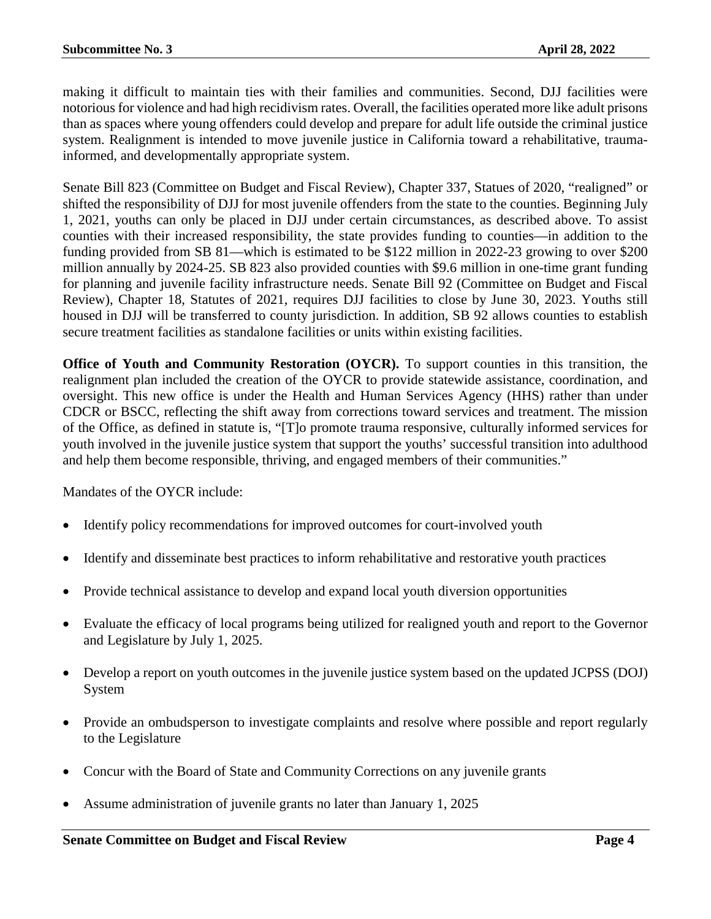making it difficult to maintain ties with their families and communities. Second, DJJ facilities were notorious for violence and had high recidivism rates. Overall, the facilities operated more like adult prisons than as spaces where young offenders could develop and prepare for adult life outside the criminal justice system. Realignment is intended to move juvenile justice in California toward a rehabilitative, trauma-informed, and developmentally appropriate system.

Senate Bill 823 (Committee on Budget and Fiscal Review), Chapter 337, Statues of 2020, "realigned" or shifted the responsibility of DJJ for most juvenile offenders from the state to the counties. Beginning July 1, 2021, youths can only be placed in DJJ under certain circumstances, as described above. To assist counties with their increased responsibility, the state provides funding to counties—in addition to the funding provided from SB 81—which is estimated to be $122 million in 2022-23 growing to over $200 million annually by 2024-25. SB 823 also provided counties with $9.6 million in one-time grant funding for planning and juvenile facility infrastructure needs. Senate Bill 92 (Committee on Budget and Fiscal Review), Chapter 18, Statutes of 2021, requires DJJ facilities to close by June 30, 2023. Youths still housed in DJJ will be transferred to county jurisdiction. In addition, SB 92 allows counties to establish secure treatment facilities as standalone facilities or units within existing facilities.

**Office of Youth and Community Restoration (OYCR).** To support counties in this transition, the realignment plan included the creation of the OYCR to provide statewide assistance, coordination, and oversight. This new office is under the Health and Human Services Agency (HHS) rather than under CDCR or BSCC, reflecting the shift away from corrections toward services and treatment. The mission of the Office, as defined in statute is, "[T]o promote trauma responsive, culturally informed services for youth involved in the juvenile justice system that support the youths' successful transition into adulthood and help them become responsible, thriving, and engaged members of their communities."

Mandates of the OYCR include:

- Identify policy recommendations for improved outcomes for court-involved youth
- Identify and disseminate best practices to inform rehabilitative and restorative youth practices
- Provide technical assistance to develop and expand local youth diversion opportunities
- Evaluate the efficacy of local programs being utilized for realigned youth and report to the Governor and Legislature by July 1, 2025.
- Develop a report on youth outcomes in the juvenile justice system based on the updated JCPSS (DOJ) System
- Provide an ombudsperson to investigate complaints and resolve where possible and report regularly to the Legislature
- Concur with the Board of State and Community Corrections on any juvenile grants
- Assume administration of juvenile grants no later than January 1, 2025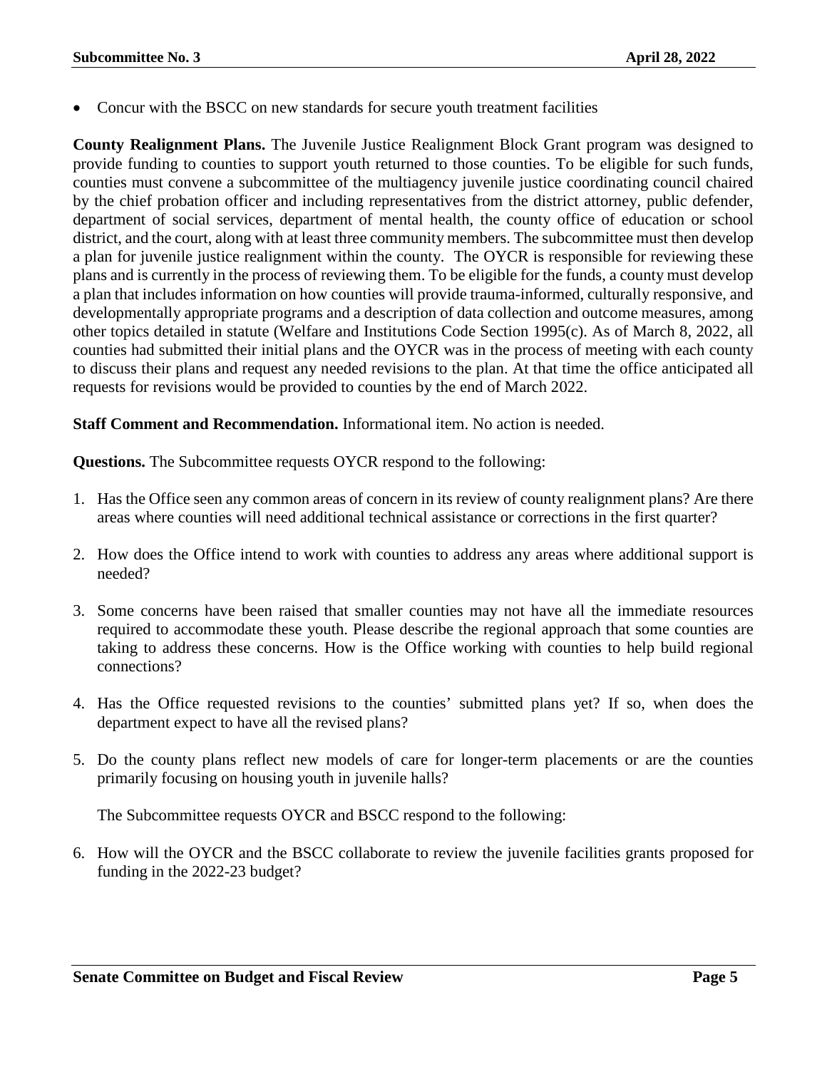- Concur with the BSCC on new standards for secure youth treatment facilities

**County Realignment Plans.** The Juvenile Justice Realignment Block Grant program was designed to provide funding to counties to support youth returned to those counties. To be eligible for such funds, counties must convene a subcommittee of the multiagency juvenile justice coordinating council chaired by the chief probation officer and including representatives from the district attorney, public defender, department of social services, department of mental health, the county office of education or school district, and the court, along with at least three community members. The subcommittee must then develop a plan for juvenile justice realignment within the county. The OYCR is responsible for reviewing these plans and is currently in the process of reviewing them. To be eligible for the funds, a county must develop a plan that includes information on how counties will provide trauma-informed, culturally responsive, and developmentally appropriate programs and a description of data collection and outcome measures, among other topics detailed in statute (Welfare and Institutions Code Section 1995(c). As of March 8, 2022, all counties had submitted their initial plans and the OYCR was in the process of meeting with each county to discuss their plans and request any needed revisions to the plan. At that time the office anticipated all requests for revisions would be provided to counties by the end of March 2022.

**Staff Comment and Recommendation.** Informational item. No action is needed.

**Questions.** The Subcommittee requests OYCR respond to the following:

1. Has the Office seen any common areas of concern in its review of county realignment plans? Are there areas where counties will need additional technical assistance or corrections in the first quarter?

2. How does the Office intend to work with counties to address any areas where additional support is needed?

3. Some concerns have been raised that smaller counties may not have all the immediate resources required to accommodate these youth. Please describe the regional approach that some counties are taking to address these concerns. How is the Office working with counties to help build regional connections?

4. Has the Office requested revisions to the counties' submitted plans yet? If so, when does the department expect to have all the revised plans?

5. Do the county plans reflect new models of care for longer-term placements or are the counties primarily focusing on housing youth in juvenile halls?

   The Subcommittee requests OYCR and BSCC respond to the following:

6. How will the OYCR and the BSCC collaborate to review the juvenile facilities grants proposed for funding in the 2022-23 budget?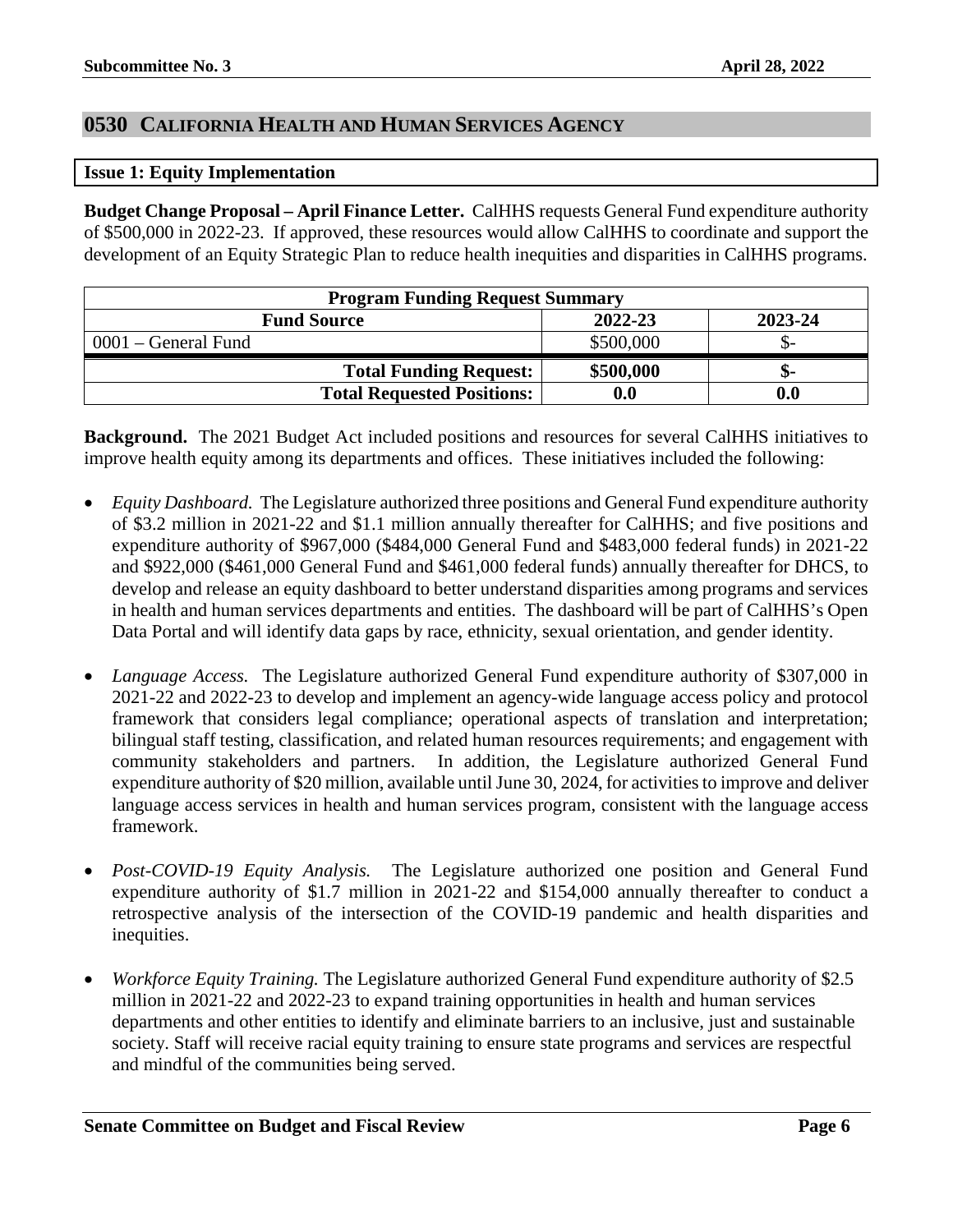## 0530 CALIFORNIA HEALTH AND HUMAN SERVICES AGENCY

### Issue 1: Equity Implementation

**Budget Change Proposal – April Finance Letter.** CalHHS requests General Fund expenditure authority of $500,000 in 2022-23. If approved, these resources would allow CalHHS to coordinate and support the development of an Equity Strategic Plan to reduce health inequities and disparities in CalHHS programs.

| Program Funding Request Summary | | |
|---|---|---|
| **Fund Source** | **2022-23** | **2023-24** |
| 0001 – General Fund | $500,000 | $- |
| **Total Funding Request:** | **$500,000** | **$-** |
| **Total Requested Positions:** | **0.0** | **0.0** |

**Background.** The 2021 Budget Act included positions and resources for several CalHHS initiatives to improve health equity among its departments and offices. These initiatives included the following:

- *Equity Dashboard.* The Legislature authorized three positions and General Fund expenditure authority of $3.2 million in 2021-22 and $1.1 million annually thereafter for CalHHS; and five positions and expenditure authority of $967,000 ($484,000 General Fund and $483,000 federal funds) in 2021-22 and $922,000 ($461,000 General Fund and $461,000 federal funds) annually thereafter for DHCS, to develop and release an equity dashboard to better understand disparities among programs and services in health and human services departments and entities. The dashboard will be part of CalHHS's Open Data Portal and will identify data gaps by race, ethnicity, sexual orientation, and gender identity.

- *Language Access.* The Legislature authorized General Fund expenditure authority of $307,000 in 2021-22 and 2022-23 to develop and implement an agency-wide language access policy and protocol framework that considers legal compliance; operational aspects of translation and interpretation; bilingual staff testing, classification, and related human resources requirements; and engagement with community stakeholders and partners. In addition, the Legislature authorized General Fund expenditure authority of $20 million, available until June 30, 2024, for activities to improve and deliver language access services in health and human services program, consistent with the language access framework.

- *Post-COVID-19 Equity Analysis.* The Legislature authorized one position and General Fund expenditure authority of $1.7 million in 2021-22 and $154,000 annually thereafter to conduct a retrospective analysis of the intersection of the COVID-19 pandemic and health disparities and inequities.

- *Workforce Equity Training.* The Legislature authorized General Fund expenditure authority of $2.5 million in 2021-22 and 2022-23 to expand training opportunities in health and human services departments and other entities to identify and eliminate barriers to an inclusive, just and sustainable society. Staff will receive racial equity training to ensure state programs and services are respectful and mindful of the communities being served.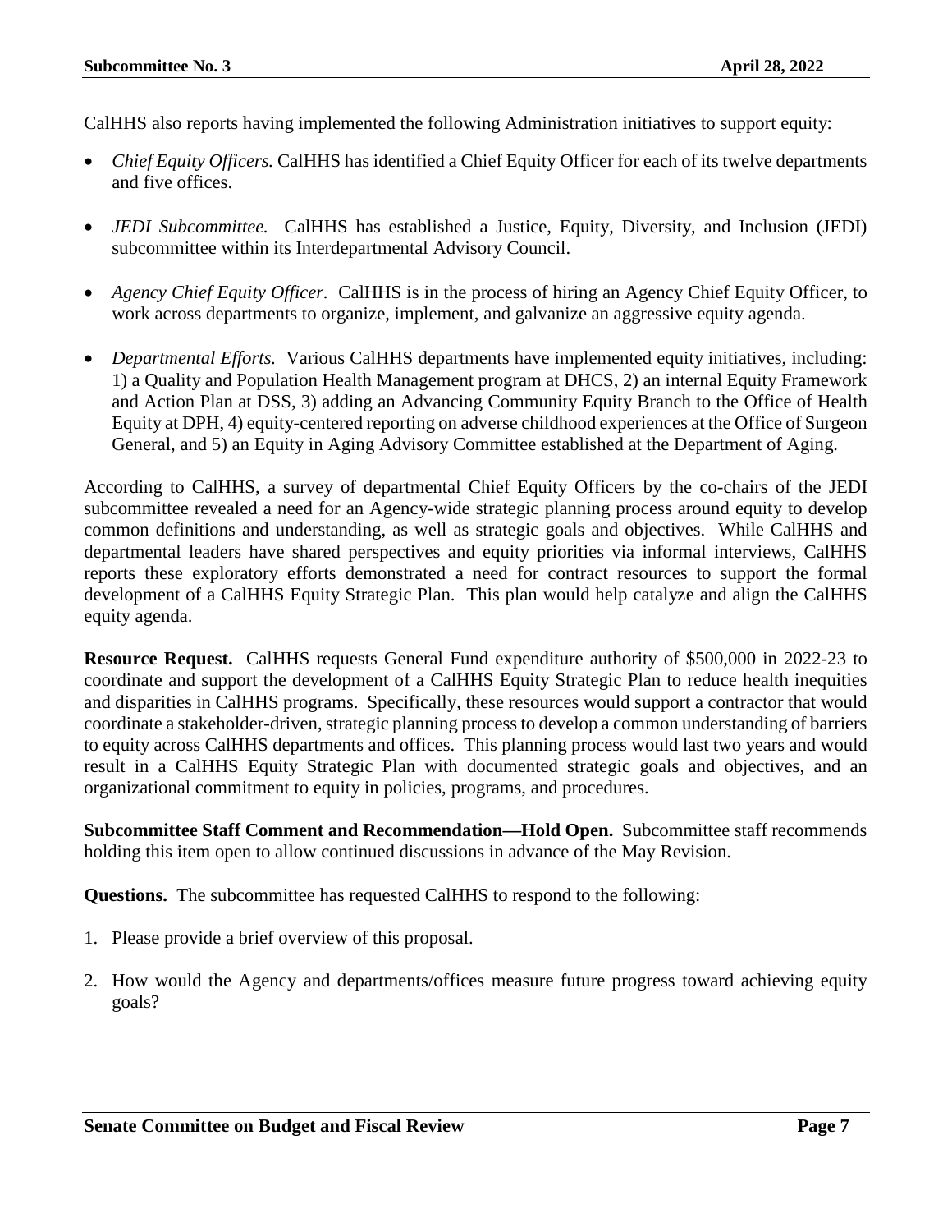CalHHS also reports having implemented the following Administration initiatives to support equity:

- *Chief Equity Officers.* CalHHS has identified a Chief Equity Officer for each of its twelve departments and five offices.
- *JEDI Subcommittee.* CalHHS has established a Justice, Equity, Diversity, and Inclusion (JEDI) subcommittee within its Interdepartmental Advisory Council.
- *Agency Chief Equity Officer.* CalHHS is in the process of hiring an Agency Chief Equity Officer, to work across departments to organize, implement, and galvanize an aggressive equity agenda.
- *Departmental Efforts.* Various CalHHS departments have implemented equity initiatives, including: 1) a Quality and Population Health Management program at DHCS, 2) an internal Equity Framework and Action Plan at DSS, 3) adding an Advancing Community Equity Branch to the Office of Health Equity at DPH, 4) equity-centered reporting on adverse childhood experiences at the Office of Surgeon General, and 5) an Equity in Aging Advisory Committee established at the Department of Aging.

According to CalHHS, a survey of departmental Chief Equity Officers by the co-chairs of the JEDI subcommittee revealed a need for an Agency-wide strategic planning process around equity to develop common definitions and understanding, as well as strategic goals and objectives. While CalHHS and departmental leaders have shared perspectives and equity priorities via informal interviews, CalHHS reports these exploratory efforts demonstrated a need for contract resources to support the formal development of a CalHHS Equity Strategic Plan. This plan would help catalyze and align the CalHHS equity agenda.

**Resource Request.** CalHHS requests General Fund expenditure authority of $500,000 in 2022-23 to coordinate and support the development of a CalHHS Equity Strategic Plan to reduce health inequities and disparities in CalHHS programs. Specifically, these resources would support a contractor that would coordinate a stakeholder-driven, strategic planning process to develop a common understanding of barriers to equity across CalHHS departments and offices. This planning process would last two years and would result in a CalHHS Equity Strategic Plan with documented strategic goals and objectives, and an organizational commitment to equity in policies, programs, and procedures.

**Subcommittee Staff Comment and Recommendation—Hold Open.** Subcommittee staff recommends holding this item open to allow continued discussions in advance of the May Revision.

**Questions.** The subcommittee has requested CalHHS to respond to the following:

1. Please provide a brief overview of this proposal.
2. How would the Agency and departments/offices measure future progress toward achieving equity goals?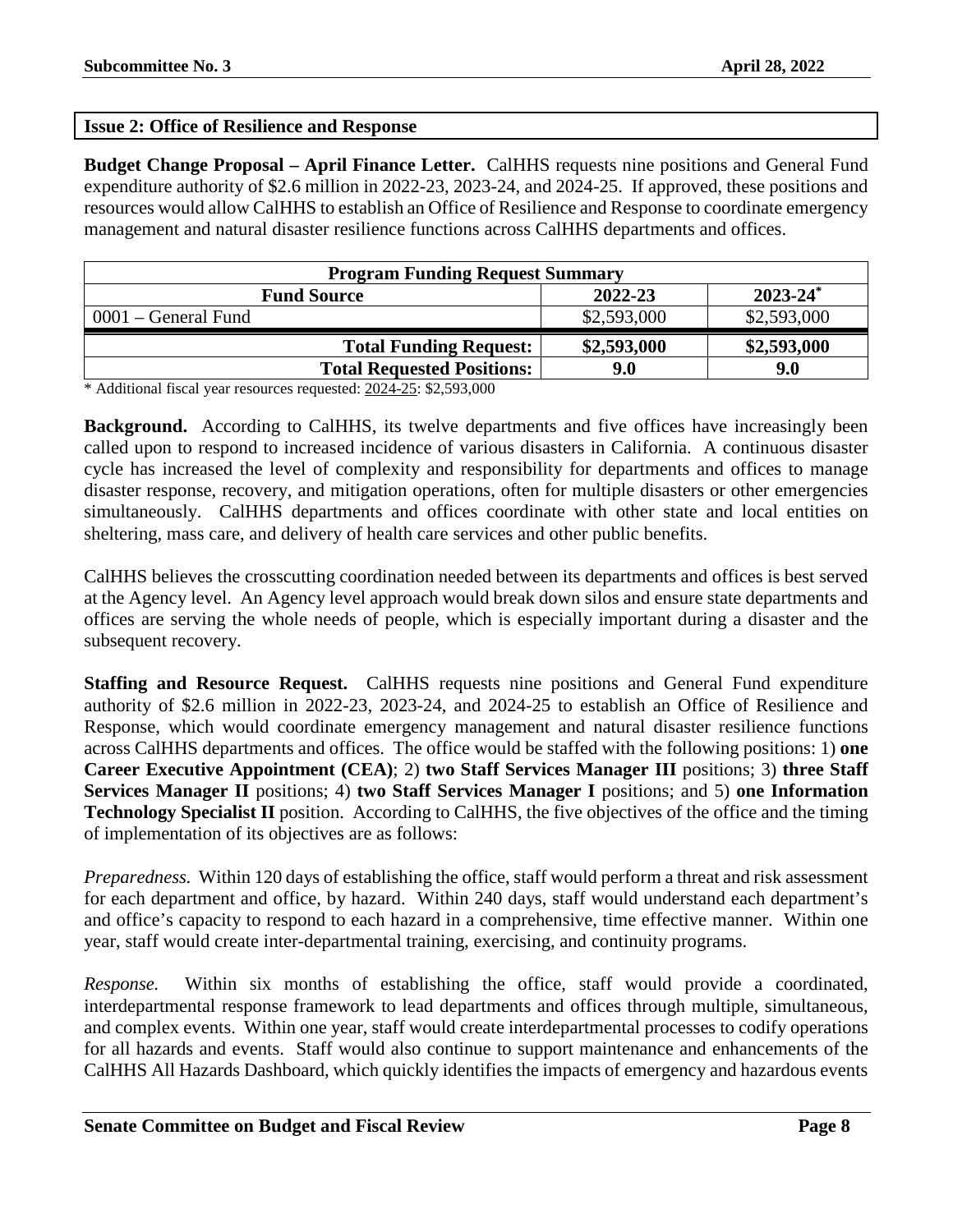## Issue 2: Office of Resilience and Response

**Budget Change Proposal – April Finance Letter.** CalHHS requests nine positions and General Fund expenditure authority of $2.6 million in 2022-23, 2023-24, and 2024-25. If approved, these positions and resources would allow CalHHS to establish an Office of Resilience and Response to coordinate emergency management and natural disaster resilience functions across CalHHS departments and offices.

| Program Funding Request Summary | | |
|---|---|---|
| **Fund Source** | **2022-23** | **2023-24*** |
| 0001 – General Fund | $2,593,000 | $2,593,000 |
| **Total Funding Request:** | **$2,593,000** | **$2,593,000** |
| **Total Requested Positions:** | **9.0** | **9.0** |

\* Additional fiscal year resources requested: 2024-25: $2,593,000

**Background.** According to CalHHS, its twelve departments and five offices have increasingly been called upon to respond to increased incidence of various disasters in California. A continuous disaster cycle has increased the level of complexity and responsibility for departments and offices to manage disaster response, recovery, and mitigation operations, often for multiple disasters or other emergencies simultaneously. CalHHS departments and offices coordinate with other state and local entities on sheltering, mass care, and delivery of health care services and other public benefits.

CalHHS believes the crosscutting coordination needed between its departments and offices is best served at the Agency level. An Agency level approach would break down silos and ensure state departments and offices are serving the whole needs of people, which is especially important during a disaster and the subsequent recovery.

**Staffing and Resource Request.** CalHHS requests nine positions and General Fund expenditure authority of $2.6 million in 2022-23, 2023-24, and 2024-25 to establish an Office of Resilience and Response, which would coordinate emergency management and natural disaster resilience functions across CalHHS departments and offices. The office would be staffed with the following positions: 1) **one Career Executive Appointment (CEA)**; 2) **two Staff Services Manager III** positions; 3) **three Staff Services Manager II** positions; 4) **two Staff Services Manager I** positions; and 5) **one Information Technology Specialist II** position. According to CalHHS, the five objectives of the office and the timing of implementation of its objectives are as follows:

*Preparedness.* Within 120 days of establishing the office, staff would perform a threat and risk assessment for each department and office, by hazard. Within 240 days, staff would understand each department's and office's capacity to respond to each hazard in a comprehensive, time effective manner. Within one year, staff would create inter-departmental training, exercising, and continuity programs.

*Response.* Within six months of establishing the office, staff would provide a coordinated, interdepartmental response framework to lead departments and offices through multiple, simultaneous, and complex events. Within one year, staff would create interdepartmental processes to codify operations for all hazards and events. Staff would also continue to support maintenance and enhancements of the CalHHS All Hazards Dashboard, which quickly identifies the impacts of emergency and hazardous events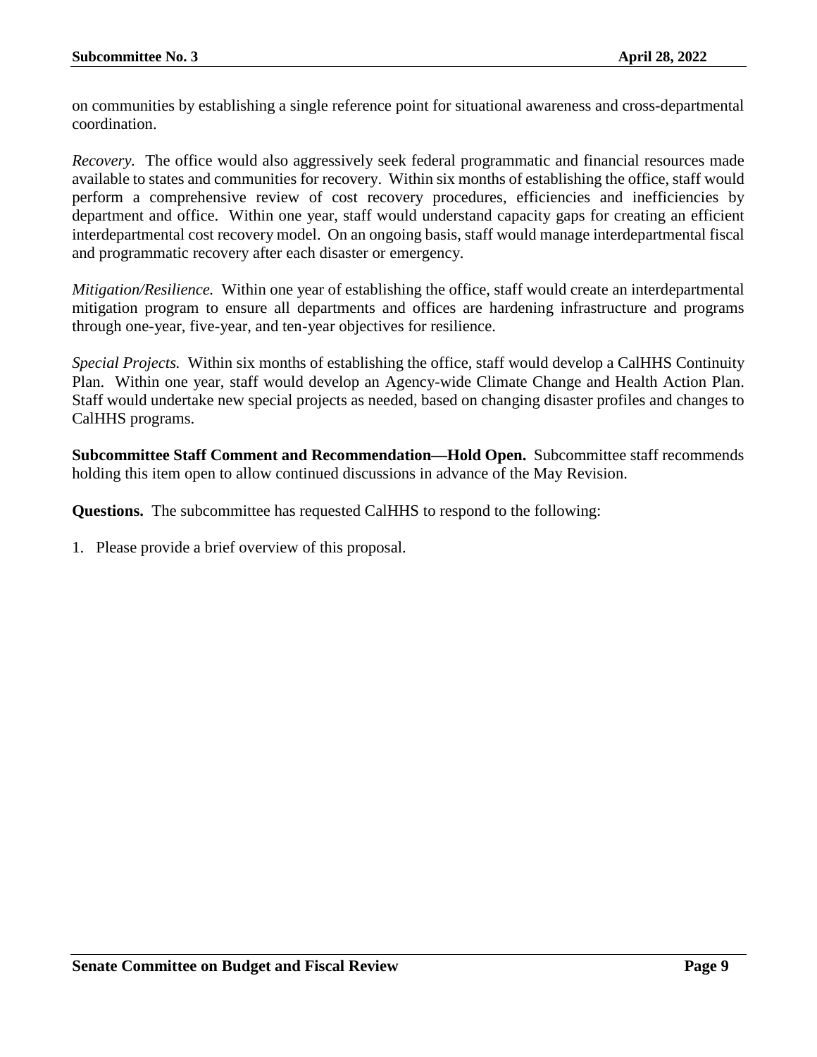on communities by establishing a single reference point for situational awareness and cross-departmental coordination.

*Recovery.* The office would also aggressively seek federal programmatic and financial resources made available to states and communities for recovery. Within six months of establishing the office, staff would perform a comprehensive review of cost recovery procedures, efficiencies and inefficiencies by department and office. Within one year, staff would understand capacity gaps for creating an efficient interdepartmental cost recovery model. On an ongoing basis, staff would manage interdepartmental fiscal and programmatic recovery after each disaster or emergency.

*Mitigation/Resilience.* Within one year of establishing the office, staff would create an interdepartmental mitigation program to ensure all departments and offices are hardening infrastructure and programs through one-year, five-year, and ten-year objectives for resilience.

*Special Projects.* Within six months of establishing the office, staff would develop a CalHHS Continuity Plan. Within one year, staff would develop an Agency-wide Climate Change and Health Action Plan. Staff would undertake new special projects as needed, based on changing disaster profiles and changes to CalHHS programs.

**Subcommittee Staff Comment and Recommendation—Hold Open.** Subcommittee staff recommends holding this item open to allow continued discussions in advance of the May Revision.

**Questions.** The subcommittee has requested CalHHS to respond to the following:

1. Please provide a brief overview of this proposal.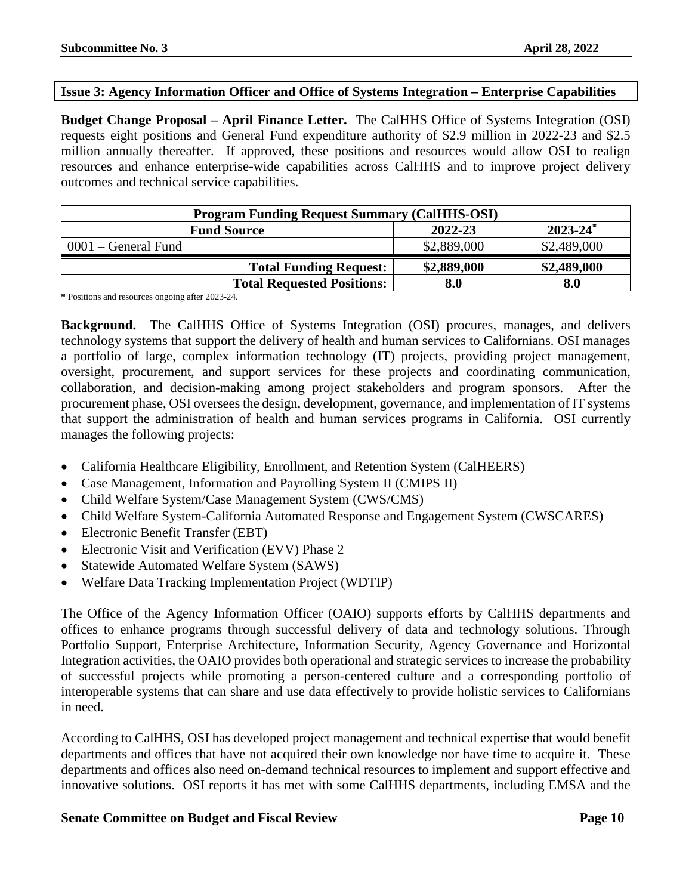## Issue 3: Agency Information Officer and Office of Systems Integration – Enterprise Capabilities

**Budget Change Proposal – April Finance Letter.** The CalHHS Office of Systems Integration (OSI) requests eight positions and General Fund expenditure authority of \$2.9 million in 2022-23 and \$2.5 million annually thereafter. If approved, these positions and resources would allow OSI to realign resources and enhance enterprise-wide capabilities across CalHHS and to improve project delivery outcomes and technical service capabilities.

| Program Funding Request Summary (CalHHS-OSI) | | |
|---|---|---|
| **Fund Source** | **2022-23** | **2023-24*** |
| 0001 – General Fund | \$2,889,000 | \$2,489,000 |
| **Total Funding Request:** | **\$2,889,000** | **\$2,489,000** |
| **Total Requested Positions:** | **8.0** | **8.0** |

**\*** Positions and resources ongoing after 2023-24.

**Background.** The CalHHS Office of Systems Integration (OSI) procures, manages, and delivers technology systems that support the delivery of health and human services to Californians. OSI manages a portfolio of large, complex information technology (IT) projects, providing project management, oversight, procurement, and support services for these projects and coordinating communication, collaboration, and decision-making among project stakeholders and program sponsors. After the procurement phase, OSI oversees the design, development, governance, and implementation of IT systems that support the administration of health and human services programs in California. OSI currently manages the following projects:

- California Healthcare Eligibility, Enrollment, and Retention System (CalHEERS)
- Case Management, Information and Payrolling System II (CMIPS II)
- Child Welfare System/Case Management System (CWS/CMS)
- Child Welfare System-California Automated Response and Engagement System (CWSCARES)
- Electronic Benefit Transfer (EBT)
- Electronic Visit and Verification (EVV) Phase 2
- Statewide Automated Welfare System (SAWS)
- Welfare Data Tracking Implementation Project (WDTIP)

The Office of the Agency Information Officer (OAIO) supports efforts by CalHHS departments and offices to enhance programs through successful delivery of data and technology solutions. Through Portfolio Support, Enterprise Architecture, Information Security, Agency Governance and Horizontal Integration activities, the OAIO provides both operational and strategic services to increase the probability of successful projects while promoting a person-centered culture and a corresponding portfolio of interoperable systems that can share and use data effectively to provide holistic services to Californians in need.

According to CalHHS, OSI has developed project management and technical expertise that would benefit departments and offices that have not acquired their own knowledge nor have time to acquire it. These departments and offices also need on-demand technical resources to implement and support effective and innovative solutions. OSI reports it has met with some CalHHS departments, including EMSA and the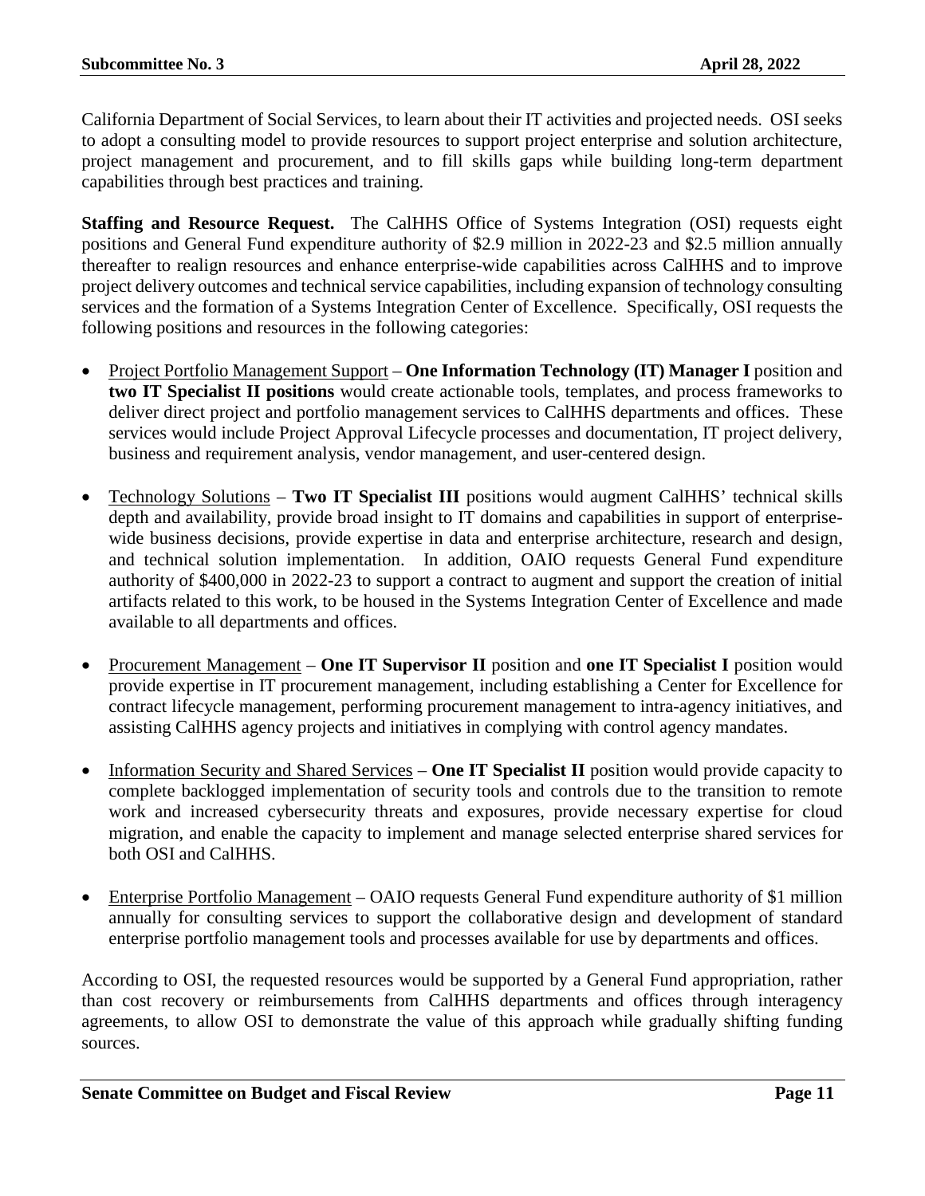California Department of Social Services, to learn about their IT activities and projected needs. OSI seeks to adopt a consulting model to provide resources to support project enterprise and solution architecture, project management and procurement, and to fill skills gaps while building long-term department capabilities through best practices and training.

**Staffing and Resource Request.** The CalHHS Office of Systems Integration (OSI) requests eight positions and General Fund expenditure authority of $2.9 million in 2022-23 and $2.5 million annually thereafter to realign resources and enhance enterprise-wide capabilities across CalHHS and to improve project delivery outcomes and technical service capabilities, including expansion of technology consulting services and the formation of a Systems Integration Center of Excellence. Specifically, OSI requests the following positions and resources in the following categories:

- <u>Project Portfolio Management Support</u> – **One Information Technology (IT) Manager I** position and **two IT Specialist II positions** would create actionable tools, templates, and process frameworks to deliver direct project and portfolio management services to CalHHS departments and offices. These services would include Project Approval Lifecycle processes and documentation, IT project delivery, business and requirement analysis, vendor management, and user-centered design.

- <u>Technology Solutions</u> – **Two IT Specialist III** positions would augment CalHHS' technical skills depth and availability, provide broad insight to IT domains and capabilities in support of enterprise-wide business decisions, provide expertise in data and enterprise architecture, research and design, and technical solution implementation. In addition, OAIO requests General Fund expenditure authority of $400,000 in 2022-23 to support a contract to augment and support the creation of initial artifacts related to this work, to be housed in the Systems Integration Center of Excellence and made available to all departments and offices.

- <u>Procurement Management</u> – **One IT Supervisor II** position and **one IT Specialist I** position would provide expertise in IT procurement management, including establishing a Center for Excellence for contract lifecycle management, performing procurement management to intra-agency initiatives, and assisting CalHHS agency projects and initiatives in complying with control agency mandates.

- <u>Information Security and Shared Services</u> – **One IT Specialist II** position would provide capacity to complete backlogged implementation of security tools and controls due to the transition to remote work and increased cybersecurity threats and exposures, provide necessary expertise for cloud migration, and enable the capacity to implement and manage selected enterprise shared services for both OSI and CalHHS.

- <u>Enterprise Portfolio Management</u> – OAIO requests General Fund expenditure authority of $1 million annually for consulting services to support the collaborative design and development of standard enterprise portfolio management tools and processes available for use by departments and offices.

According to OSI, the requested resources would be supported by a General Fund appropriation, rather than cost recovery or reimbursements from CalHHS departments and offices through interagency agreements, to allow OSI to demonstrate the value of this approach while gradually shifting funding sources.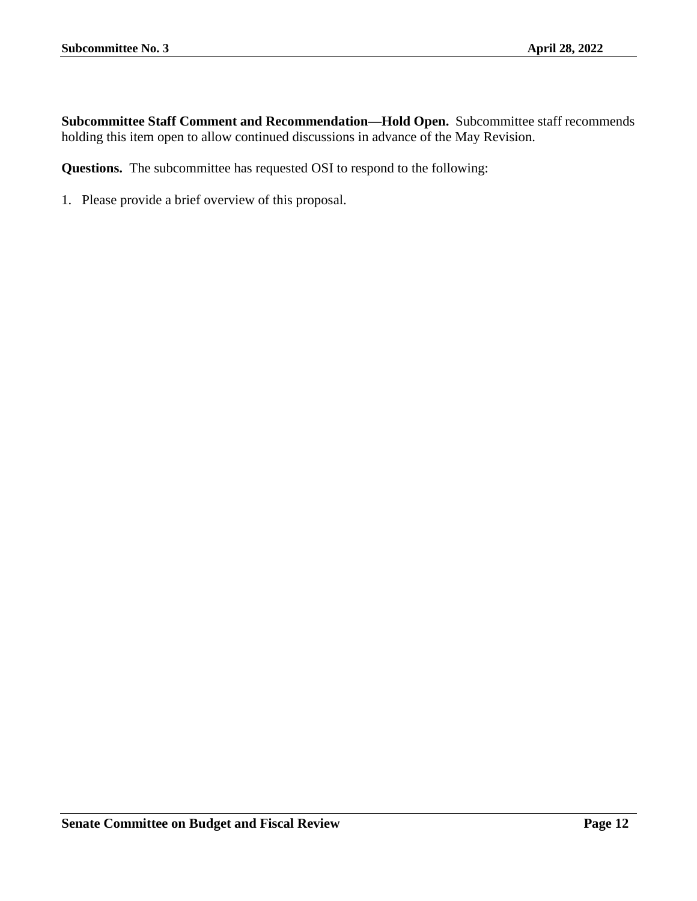**Subcommittee Staff Comment and Recommendation—Hold Open.** Subcommittee staff recommends holding this item open to allow continued discussions in advance of the May Revision.

**Questions.** The subcommittee has requested OSI to respond to the following:

1. Please provide a brief overview of this proposal.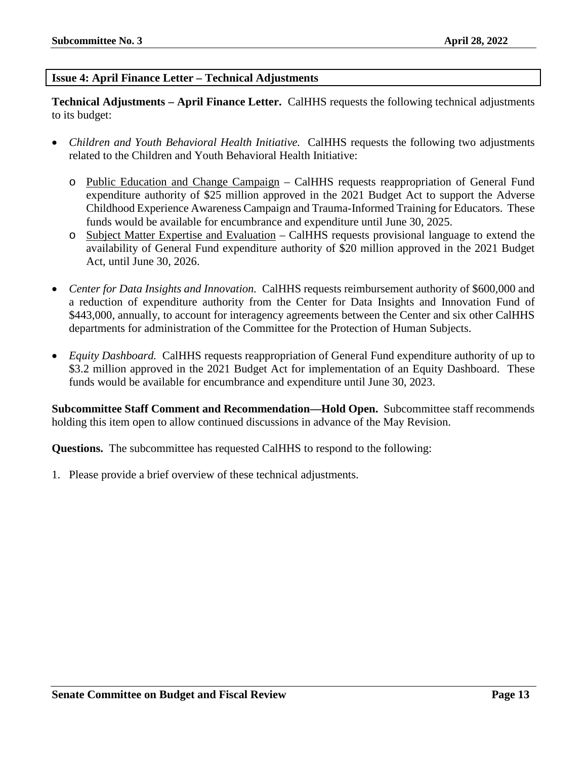## Issue 4: April Finance Letter – Technical Adjustments

**Technical Adjustments – April Finance Letter.** CalHHS requests the following technical adjustments to its budget:

- *Children and Youth Behavioral Health Initiative.* CalHHS requests the following two adjustments related to the Children and Youth Behavioral Health Initiative:
  - Public Education and Change Campaign – CalHHS requests reappropriation of General Fund expenditure authority of $25 million approved in the 2021 Budget Act to support the Adverse Childhood Experience Awareness Campaign and Trauma-Informed Training for Educators. These funds would be available for encumbrance and expenditure until June 30, 2025.
  - Subject Matter Expertise and Evaluation – CalHHS requests provisional language to extend the availability of General Fund expenditure authority of $20 million approved in the 2021 Budget Act, until June 30, 2026.

- *Center for Data Insights and Innovation.* CalHHS requests reimbursement authority of $600,000 and a reduction of expenditure authority from the Center for Data Insights and Innovation Fund of $443,000, annually, to account for interagency agreements between the Center and six other CalHHS departments for administration of the Committee for the Protection of Human Subjects.

- *Equity Dashboard.* CalHHS requests reappropriation of General Fund expenditure authority of up to $3.2 million approved in the 2021 Budget Act for implementation of an Equity Dashboard. These funds would be available for encumbrance and expenditure until June 30, 2023.

**Subcommittee Staff Comment and Recommendation—Hold Open.** Subcommittee staff recommends holding this item open to allow continued discussions in advance of the May Revision.

**Questions.** The subcommittee has requested CalHHS to respond to the following:

1. Please provide a brief overview of these technical adjustments.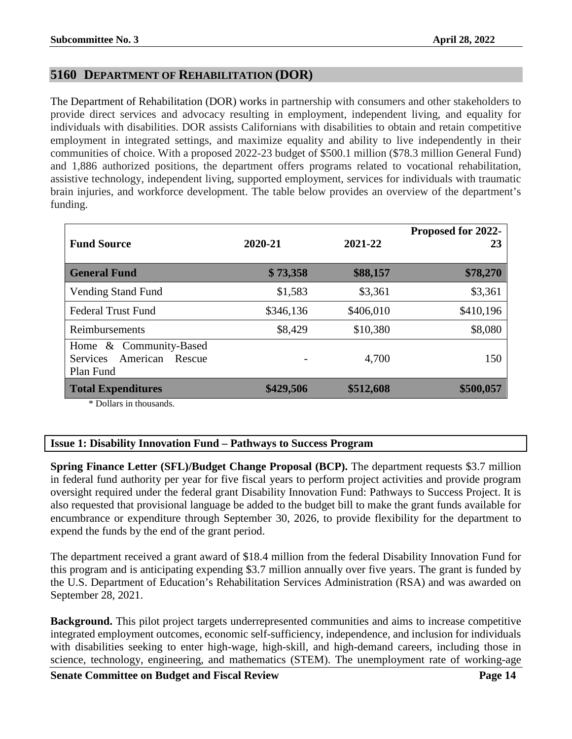## 5160 DEPARTMENT OF REHABILITATION (DOR)

The Department of Rehabilitation (DOR) works in partnership with consumers and other stakeholders to provide direct services and advocacy resulting in employment, independent living, and equality for individuals with disabilities. DOR assists Californians with disabilities to obtain and retain competitive employment in integrated settings, and maximize equality and ability to live independently in their communities of choice. With a proposed 2022-23 budget of $500.1 million ($78.3 million General Fund) and 1,886 authorized positions, the department offers programs related to vocational rehabilitation, assistive technology, independent living, supported employment, services for individuals with traumatic brain injuries, and workforce development. The table below provides an overview of the department's funding.

| Fund Source | 2020-21 | 2021-22 | Proposed for 2022-23 |
|---|---:|---:|---:|
| **General Fund** | **$ 73,358** | **$88,157** | **$78,270** |
| Vending Stand Fund | $1,583 | $3,361 | $3,361 |
| Federal Trust Fund | $346,136 | $406,010 | $410,196 |
| Reimbursements | $8,429 | $10,380 | $8,080 |
| Home & Community-Based Services American Rescue Plan Fund | - | 4,700 | 150 |
| **Total Expenditures** | **$429,506** | **$512,608** | **$500,057** |

\* Dollars in thousands.

### Issue 1: Disability Innovation Fund – Pathways to Success Program

**Spring Finance Letter (SFL)/Budget Change Proposal (BCP).** The department requests $3.7 million in federal fund authority per year for five fiscal years to perform project activities and provide program oversight required under the federal grant Disability Innovation Fund: Pathways to Success Project. It is also requested that provisional language be added to the budget bill to make the grant funds available for encumbrance or expenditure through September 30, 2026, to provide flexibility for the department to expend the funds by the end of the grant period.

The department received a grant award of $18.4 million from the federal Disability Innovation Fund for this program and is anticipating expending $3.7 million annually over five years. The grant is funded by the U.S. Department of Education's Rehabilitation Services Administration (RSA) and was awarded on September 28, 2021.

**Background.** This pilot project targets underrepresented communities and aims to increase competitive integrated employment outcomes, economic self-sufficiency, independence, and inclusion for individuals with disabilities seeking to enter high-wage, high-skill, and high-demand careers, including those in science, technology, engineering, and mathematics (STEM). The unemployment rate of working-age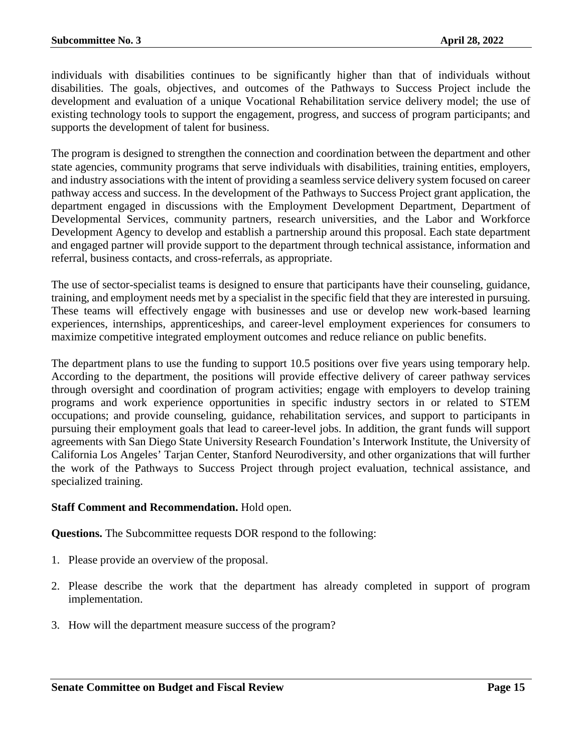individuals with disabilities continues to be significantly higher than that of individuals without disabilities. The goals, objectives, and outcomes of the Pathways to Success Project include the development and evaluation of a unique Vocational Rehabilitation service delivery model; the use of existing technology tools to support the engagement, progress, and success of program participants; and supports the development of talent for business.

The program is designed to strengthen the connection and coordination between the department and other state agencies, community programs that serve individuals with disabilities, training entities, employers, and industry associations with the intent of providing a seamless service delivery system focused on career pathway access and success. In the development of the Pathways to Success Project grant application, the department engaged in discussions with the Employment Development Department, Department of Developmental Services, community partners, research universities, and the Labor and Workforce Development Agency to develop and establish a partnership around this proposal. Each state department and engaged partner will provide support to the department through technical assistance, information and referral, business contacts, and cross-referrals, as appropriate.

The use of sector-specialist teams is designed to ensure that participants have their counseling, guidance, training, and employment needs met by a specialist in the specific field that they are interested in pursuing. These teams will effectively engage with businesses and use or develop new work-based learning experiences, internships, apprenticeships, and career-level employment experiences for consumers to maximize competitive integrated employment outcomes and reduce reliance on public benefits.

The department plans to use the funding to support 10.5 positions over five years using temporary help. According to the department, the positions will provide effective delivery of career pathway services through oversight and coordination of program activities; engage with employers to develop training programs and work experience opportunities in specific industry sectors in or related to STEM occupations; and provide counseling, guidance, rehabilitation services, and support to participants in pursuing their employment goals that lead to career-level jobs. In addition, the grant funds will support agreements with San Diego State University Research Foundation's Interwork Institute, the University of California Los Angeles' Tarjan Center, Stanford Neurodiversity, and other organizations that will further the work of the Pathways to Success Project through project evaluation, technical assistance, and specialized training.

**Staff Comment and Recommendation.** Hold open.

**Questions.** The Subcommittee requests DOR respond to the following:

1. Please provide an overview of the proposal.
2. Please describe the work that the department has already completed in support of program implementation.
3. How will the department measure success of the program?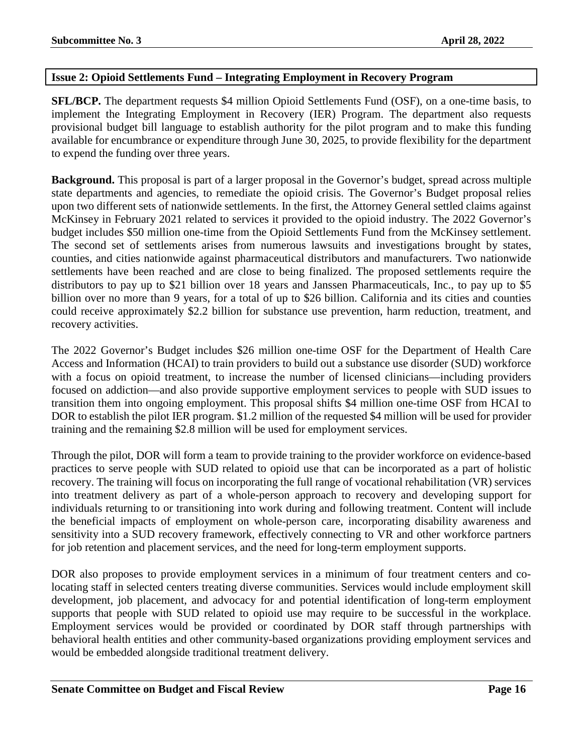## Issue 2: Opioid Settlements Fund – Integrating Employment in Recovery Program

**SFL/BCP.** The department requests $4 million Opioid Settlements Fund (OSF), on a one-time basis, to implement the Integrating Employment in Recovery (IER) Program. The department also requests provisional budget bill language to establish authority for the pilot program and to make this funding available for encumbrance or expenditure through June 30, 2025, to provide flexibility for the department to expend the funding over three years.

**Background.** This proposal is part of a larger proposal in the Governor's budget, spread across multiple state departments and agencies, to remediate the opioid crisis. The Governor's Budget proposal relies upon two different sets of nationwide settlements. In the first, the Attorney General settled claims against McKinsey in February 2021 related to services it provided to the opioid industry. The 2022 Governor's budget includes $50 million one-time from the Opioid Settlements Fund from the McKinsey settlement. The second set of settlements arises from numerous lawsuits and investigations brought by states, counties, and cities nationwide against pharmaceutical distributors and manufacturers. Two nationwide settlements have been reached and are close to being finalized. The proposed settlements require the distributors to pay up to $21 billion over 18 years and Janssen Pharmaceuticals, Inc., to pay up to $5 billion over no more than 9 years, for a total of up to $26 billion. California and its cities and counties could receive approximately $2.2 billion for substance use prevention, harm reduction, treatment, and recovery activities.

The 2022 Governor's Budget includes $26 million one-time OSF for the Department of Health Care Access and Information (HCAI) to train providers to build out a substance use disorder (SUD) workforce with a focus on opioid treatment, to increase the number of licensed clinicians—including providers focused on addiction—and also provide supportive employment services to people with SUD issues to transition them into ongoing employment. This proposal shifts $4 million one-time OSF from HCAI to DOR to establish the pilot IER program. $1.2 million of the requested $4 million will be used for provider training and the remaining $2.8 million will be used for employment services.

Through the pilot, DOR will form a team to provide training to the provider workforce on evidence-based practices to serve people with SUD related to opioid use that can be incorporated as a part of holistic recovery. The training will focus on incorporating the full range of vocational rehabilitation (VR) services into treatment delivery as part of a whole-person approach to recovery and developing support for individuals returning to or transitioning into work during and following treatment. Content will include the beneficial impacts of employment on whole-person care, incorporating disability awareness and sensitivity into a SUD recovery framework, effectively connecting to VR and other workforce partners for job retention and placement services, and the need for long-term employment supports.

DOR also proposes to provide employment services in a minimum of four treatment centers and co-locating staff in selected centers treating diverse communities. Services would include employment skill development, job placement, and advocacy for and potential identification of long-term employment supports that people with SUD related to opioid use may require to be successful in the workplace. Employment services would be provided or coordinated by DOR staff through partnerships with behavioral health entities and other community-based organizations providing employment services and would be embedded alongside traditional treatment delivery.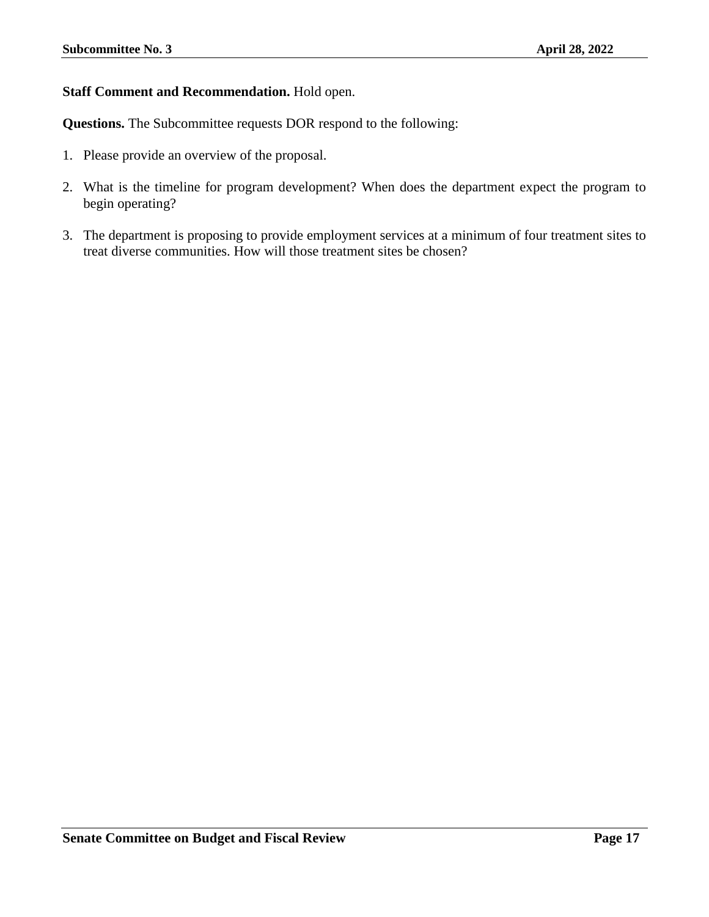**Staff Comment and Recommendation.** Hold open.

**Questions.** The Subcommittee requests DOR respond to the following:

1. Please provide an overview of the proposal.

2. What is the timeline for program development? When does the department expect the program to begin operating?

3. The department is proposing to provide employment services at a minimum of four treatment sites to treat diverse communities. How will those treatment sites be chosen?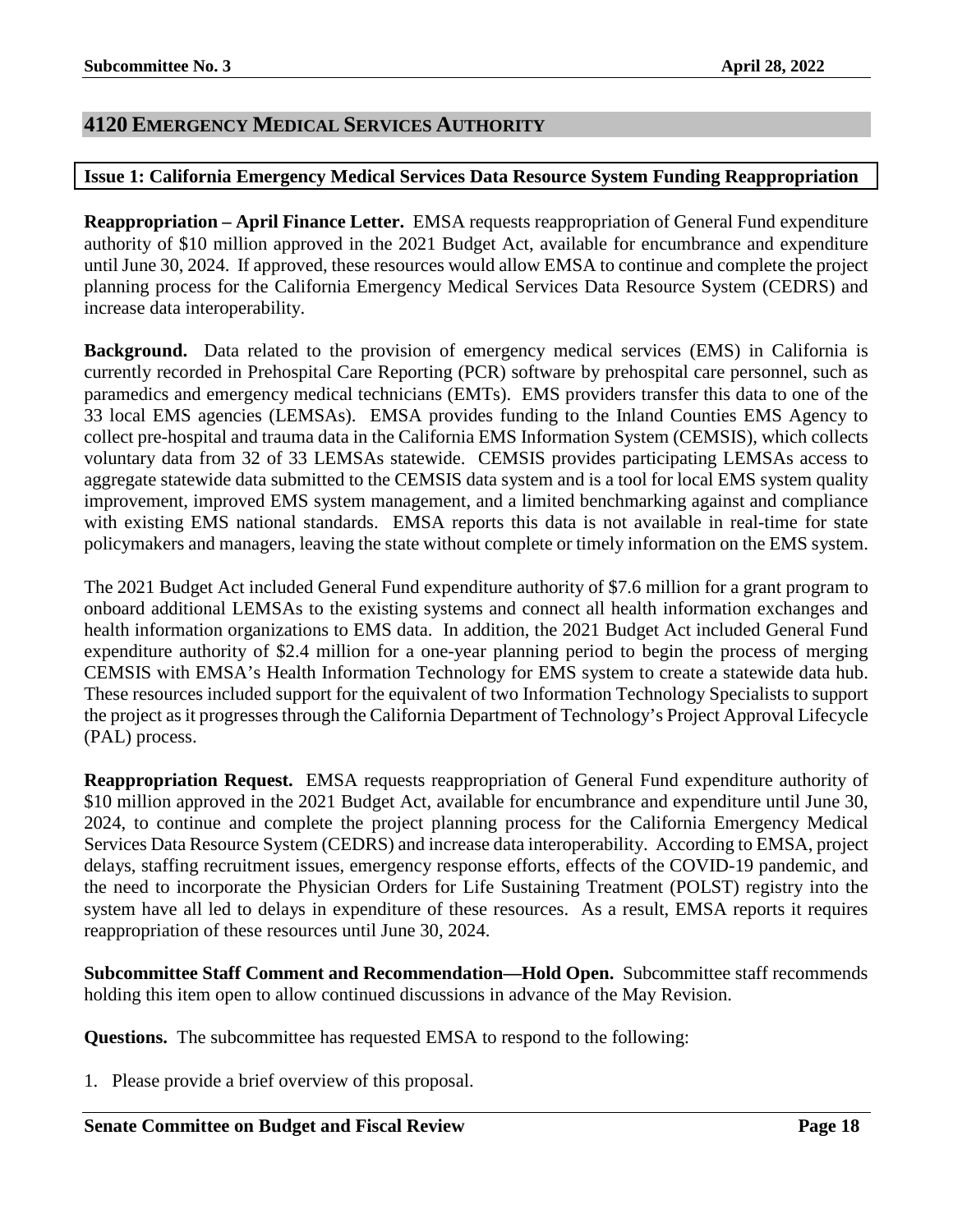## 4120 Emergency Medical Services Authority

### Issue 1: California Emergency Medical Services Data Resource System Funding Reappropriation

**Reappropriation – April Finance Letter.** EMSA requests reappropriation of General Fund expenditure authority of $10 million approved in the 2021 Budget Act, available for encumbrance and expenditure until June 30, 2024. If approved, these resources would allow EMSA to continue and complete the project planning process for the California Emergency Medical Services Data Resource System (CEDRS) and increase data interoperability.

**Background.** Data related to the provision of emergency medical services (EMS) in California is currently recorded in Prehospital Care Reporting (PCR) software by prehospital care personnel, such as paramedics and emergency medical technicians (EMTs). EMS providers transfer this data to one of the 33 local EMS agencies (LEMSAs). EMSA provides funding to the Inland Counties EMS Agency to collect pre-hospital and trauma data in the California EMS Information System (CEMSIS), which collects voluntary data from 32 of 33 LEMSAs statewide. CEMSIS provides participating LEMSAs access to aggregate statewide data submitted to the CEMSIS data system and is a tool for local EMS system quality improvement, improved EMS system management, and a limited benchmarking against and compliance with existing EMS national standards. EMSA reports this data is not available in real-time for state policymakers and managers, leaving the state without complete or timely information on the EMS system.

The 2021 Budget Act included General Fund expenditure authority of $7.6 million for a grant program to onboard additional LEMSAs to the existing systems and connect all health information exchanges and health information organizations to EMS data. In addition, the 2021 Budget Act included General Fund expenditure authority of $2.4 million for a one-year planning period to begin the process of merging CEMSIS with EMSA's Health Information Technology for EMS system to create a statewide data hub. These resources included support for the equivalent of two Information Technology Specialists to support the project as it progresses through the California Department of Technology's Project Approval Lifecycle (PAL) process.

**Reappropriation Request.** EMSA requests reappropriation of General Fund expenditure authority of $10 million approved in the 2021 Budget Act, available for encumbrance and expenditure until June 30, 2024, to continue and complete the project planning process for the California Emergency Medical Services Data Resource System (CEDRS) and increase data interoperability. According to EMSA, project delays, staffing recruitment issues, emergency response efforts, effects of the COVID-19 pandemic, and the need to incorporate the Physician Orders for Life Sustaining Treatment (POLST) registry into the system have all led to delays in expenditure of these resources. As a result, EMSA reports it requires reappropriation of these resources until June 30, 2024.

**Subcommittee Staff Comment and Recommendation—Hold Open.** Subcommittee staff recommends holding this item open to allow continued discussions in advance of the May Revision.

**Questions.** The subcommittee has requested EMSA to respond to the following:

1. Please provide a brief overview of this proposal.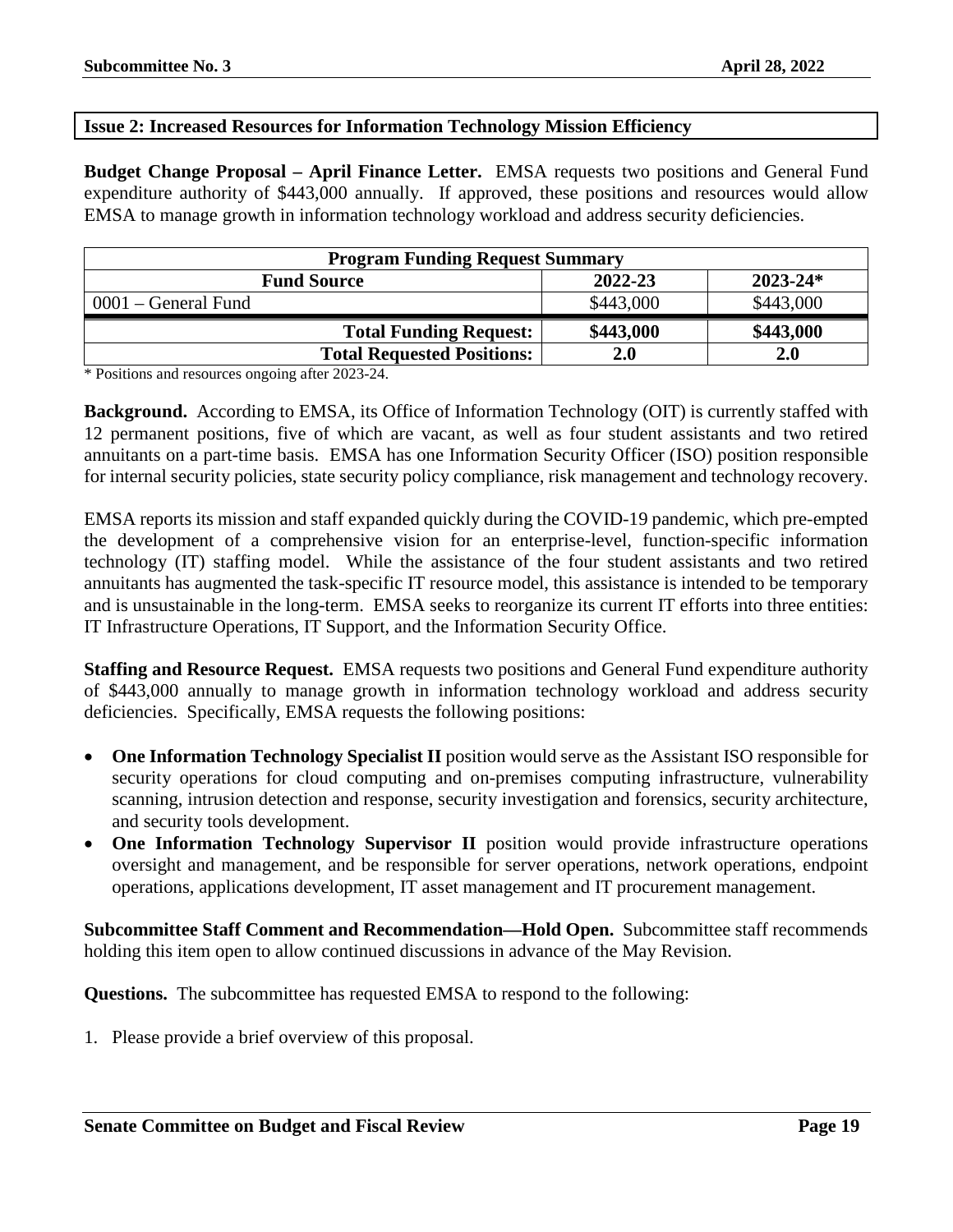## Issue 2: Increased Resources for Information Technology Mission Efficiency

**Budget Change Proposal – April Finance Letter.** EMSA requests two positions and General Fund expenditure authority of $443,000 annually. If approved, these positions and resources would allow EMSA to manage growth in information technology workload and address security deficiencies.

| Program Funding Request Summary | | |
|---|---|---|
| **Fund Source** | **2022-23** | **2023-24*** |
| 0001 – General Fund | $443,000 | $443,000 |
| **Total Funding Request:** | **$443,000** | **$443,000** |
| **Total Requested Positions:** | **2.0** | **2.0** |

\* Positions and resources ongoing after 2023-24.

**Background.** According to EMSA, its Office of Information Technology (OIT) is currently staffed with 12 permanent positions, five of which are vacant, as well as four student assistants and two retired annuitants on a part-time basis. EMSA has one Information Security Officer (ISO) position responsible for internal security policies, state security policy compliance, risk management and technology recovery.

EMSA reports its mission and staff expanded quickly during the COVID-19 pandemic, which pre-empted the development of a comprehensive vision for an enterprise-level, function-specific information technology (IT) staffing model. While the assistance of the four student assistants and two retired annuitants has augmented the task-specific IT resource model, this assistance is intended to be temporary and is unsustainable in the long-term. EMSA seeks to reorganize its current IT efforts into three entities: IT Infrastructure Operations, IT Support, and the Information Security Office.

**Staffing and Resource Request.** EMSA requests two positions and General Fund expenditure authority of $443,000 annually to manage growth in information technology workload and address security deficiencies. Specifically, EMSA requests the following positions:

- **One Information Technology Specialist II** position would serve as the Assistant ISO responsible for security operations for cloud computing and on-premises computing infrastructure, vulnerability scanning, intrusion detection and response, security investigation and forensics, security architecture, and security tools development.
- **One Information Technology Supervisor II** position would provide infrastructure operations oversight and management, and be responsible for server operations, network operations, endpoint operations, applications development, IT asset management and IT procurement management.

**Subcommittee Staff Comment and Recommendation—Hold Open.** Subcommittee staff recommends holding this item open to allow continued discussions in advance of the May Revision.

**Questions.** The subcommittee has requested EMSA to respond to the following:

1. Please provide a brief overview of this proposal.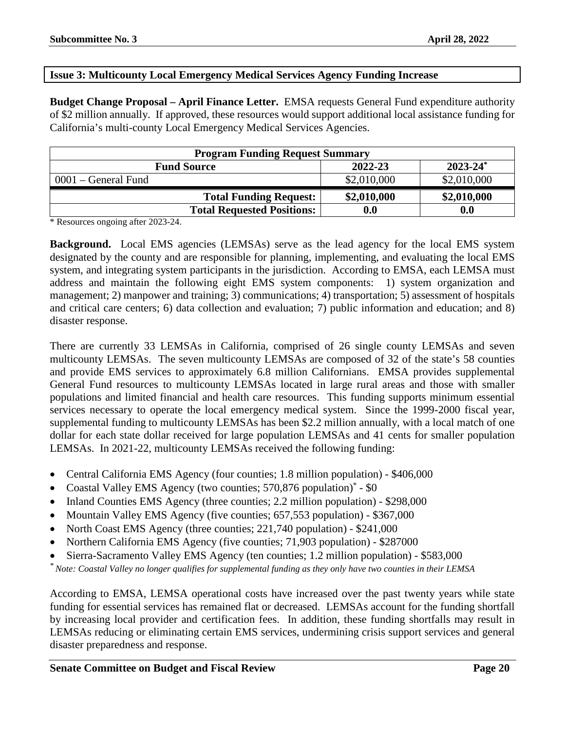### Issue 3: Multicounty Local Emergency Medical Services Agency Funding Increase

**Budget Change Proposal – April Finance Letter.** EMSA requests General Fund expenditure authority of $2 million annually. If approved, these resources would support additional local assistance funding for California's multi-county Local Emergency Medical Services Agencies.

| Program Funding Request Summary | | |
|---|---|---|
| **Fund Source** | **2022-23** | **2023-24*** |
| 0001 – General Fund | $2,010,000 | $2,010,000 |
| **Total Funding Request:** | **$2,010,000** | **$2,010,000** |
| **Total Requested Positions:** | **0.0** | **0.0** |

* Resources ongoing after 2023-24.

**Background.** Local EMS agencies (LEMSAs) serve as the lead agency for the local EMS system designated by the county and are responsible for planning, implementing, and evaluating the local EMS system, and integrating system participants in the jurisdiction. According to EMSA, each LEMSA must address and maintain the following eight EMS system components: 1) system organization and management; 2) manpower and training; 3) communications; 4) transportation; 5) assessment of hospitals and critical care centers; 6) data collection and evaluation; 7) public information and education; and 8) disaster response.

There are currently 33 LEMSAs in California, comprised of 26 single county LEMSAs and seven multicounty LEMSAs. The seven multicounty LEMSAs are composed of 32 of the state's 58 counties and provide EMS services to approximately 6.8 million Californians. EMSA provides supplemental General Fund resources to multicounty LEMSAs located in large rural areas and those with smaller populations and limited financial and health care resources. This funding supports minimum essential services necessary to operate the local emergency medical system. Since the 1999-2000 fiscal year, supplemental funding to multicounty LEMSAs has been $2.2 million annually, with a local match of one dollar for each state dollar received for large population LEMSAs and 41 cents for smaller population LEMSAs. In 2021-22, multicounty LEMSAs received the following funding:

- Central California EMS Agency (four counties; 1.8 million population) - $406,000
- Coastal Valley EMS Agency (two counties; 570,876 population)* - $0
- Inland Counties EMS Agency (three counties; 2.2 million population) - $298,000
- Mountain Valley EMS Agency (five counties; 657,553 population) - $367,000
- North Coast EMS Agency (three counties; 221,740 population) - $241,000
- Northern California EMS Agency (five counties; 71,903 population) - $287000
- Sierra-Sacramento Valley EMS Agency (ten counties; 1.2 million population) - $583,000

*\* Note: Coastal Valley no longer qualifies for supplemental funding as they only have two counties in their LEMSA*

According to EMSA, LEMSA operational costs have increased over the past twenty years while state funding for essential services has remained flat or decreased. LEMSAs account for the funding shortfall by increasing local provider and certification fees. In addition, these funding shortfalls may result in LEMSAs reducing or eliminating certain EMS services, undermining crisis support services and general disaster preparedness and response.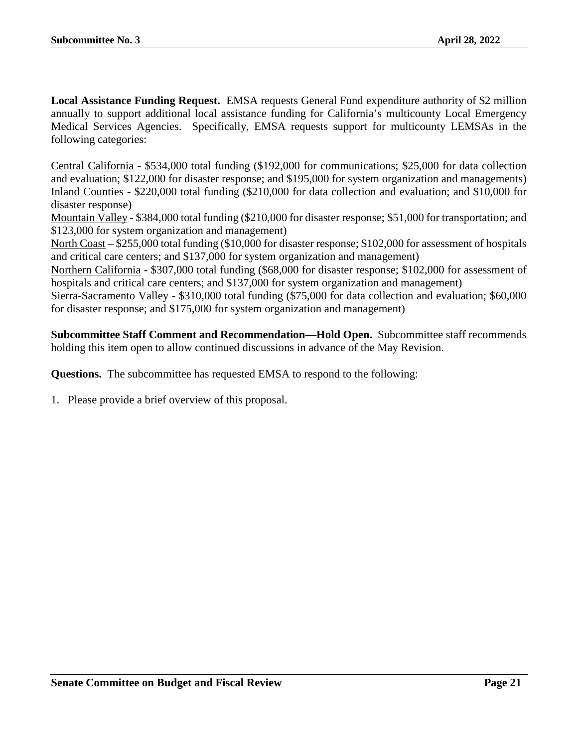**Local Assistance Funding Request.** EMSA requests General Fund expenditure authority of $2 million annually to support additional local assistance funding for California's multicounty Local Emergency Medical Services Agencies. Specifically, EMSA requests support for multicounty LEMSAs in the following categories:

<u>Central California</u> - $534,000 total funding ($192,000 for communications; $25,000 for data collection and evaluation; $122,000 for disaster response; and $195,000 for system organization and managements)
<u>Inland Counties</u> - $220,000 total funding ($210,000 for data collection and evaluation; and $10,000 for disaster response)
<u>Mountain Valley</u> - $384,000 total funding ($210,000 for disaster response; $51,000 for transportation; and $123,000 for system organization and management)
<u>North Coast</u> – $255,000 total funding ($10,000 for disaster response; $102,000 for assessment of hospitals and critical care centers; and $137,000 for system organization and management)
<u>Northern California</u> - $307,000 total funding ($68,000 for disaster response; $102,000 for assessment of hospitals and critical care centers; and $137,000 for system organization and management)
<u>Sierra-Sacramento Valley</u> - $310,000 total funding ($75,000 for data collection and evaluation; $60,000 for disaster response; and $175,000 for system organization and management)

**Subcommittee Staff Comment and Recommendation—Hold Open.** Subcommittee staff recommends holding this item open to allow continued discussions in advance of the May Revision.

**Questions.** The subcommittee has requested EMSA to respond to the following:

1. Please provide a brief overview of this proposal.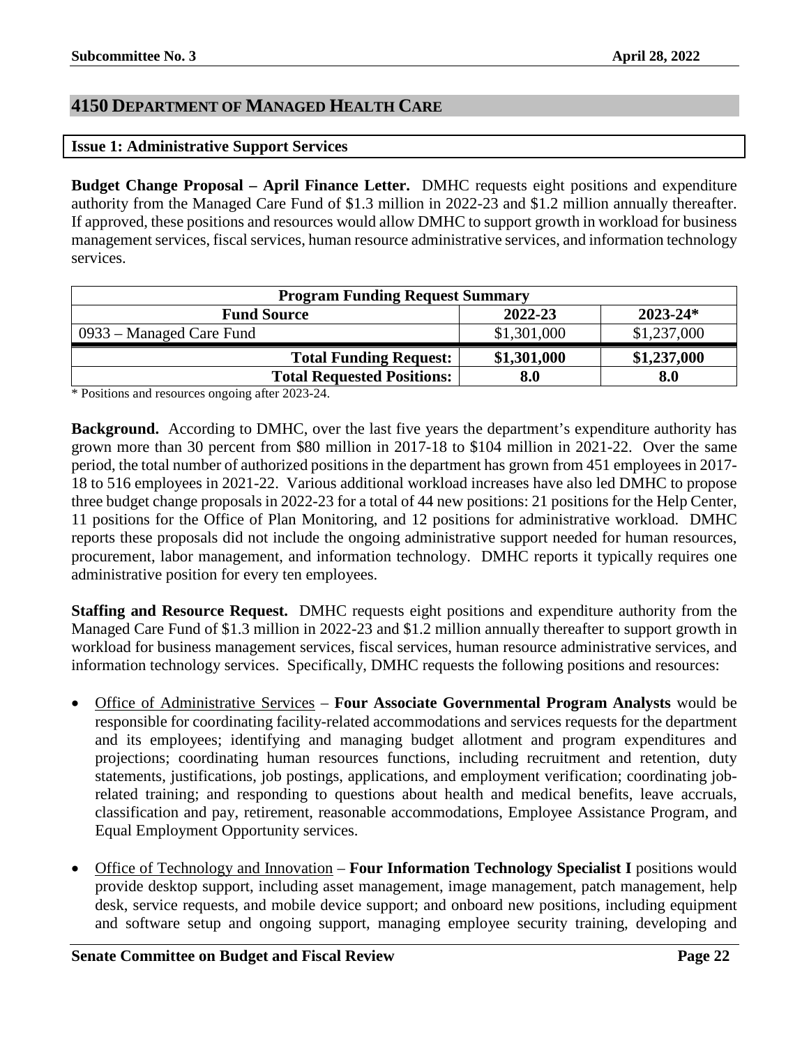## 4150 DEPARTMENT OF MANAGED HEALTH CARE

### Issue 1: Administrative Support Services

**Budget Change Proposal – April Finance Letter.** DMHC requests eight positions and expenditure authority from the Managed Care Fund of $1.3 million in 2022-23 and $1.2 million annually thereafter. If approved, these positions and resources would allow DMHC to support growth in workload for business management services, fiscal services, human resource administrative services, and information technology services.

| Program Funding Request Summary | | |
|---|---|---|
| **Fund Source** | **2022-23** | **2023-24*** |
| 0933 – Managed Care Fund | $1,301,000 | $1,237,000 |
| **Total Funding Request:** | **$1,301,000** | **$1,237,000** |
| **Total Requested Positions:** | **8.0** | **8.0** |

\* Positions and resources ongoing after 2023-24.

**Background.** According to DMHC, over the last five years the department's expenditure authority has grown more than 30 percent from $80 million in 2017-18 to $104 million in 2021-22. Over the same period, the total number of authorized positions in the department has grown from 451 employees in 2017-18 to 516 employees in 2021-22. Various additional workload increases have also led DMHC to propose three budget change proposals in 2022-23 for a total of 44 new positions: 21 positions for the Help Center, 11 positions for the Office of Plan Monitoring, and 12 positions for administrative workload. DMHC reports these proposals did not include the ongoing administrative support needed for human resources, procurement, labor management, and information technology. DMHC reports it typically requires one administrative position for every ten employees.

**Staffing and Resource Request.** DMHC requests eight positions and expenditure authority from the Managed Care Fund of $1.3 million in 2022-23 and $1.2 million annually thereafter to support growth in workload for business management services, fiscal services, human resource administrative services, and information technology services. Specifically, DMHC requests the following positions and resources:

- <u>Office of Administrative Services</u> – **Four Associate Governmental Program Analysts** would be responsible for coordinating facility-related accommodations and services requests for the department and its employees; identifying and managing budget allotment and program expenditures and projections; coordinating human resources functions, including recruitment and retention, duty statements, justifications, job postings, applications, and employment verification; coordinating job-related training; and responding to questions about health and medical benefits, leave accruals, classification and pay, retirement, reasonable accommodations, Employee Assistance Program, and Equal Employment Opportunity services.

- <u>Office of Technology and Innovation</u> – **Four Information Technology Specialist I** positions would provide desktop support, including asset management, image management, patch management, help desk, service requests, and mobile device support; and onboard new positions, including equipment and software setup and ongoing support, managing employee security training, developing and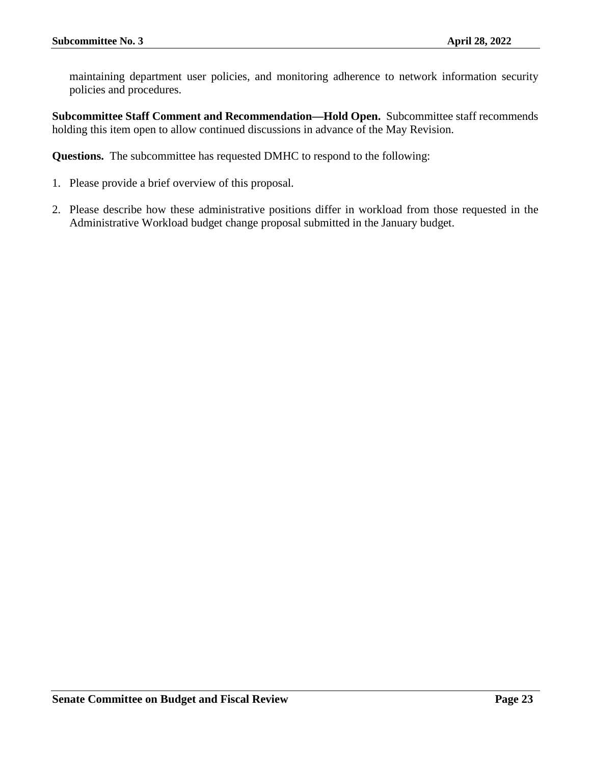maintaining department user policies, and monitoring adherence to network information security policies and procedures.

**Subcommittee Staff Comment and Recommendation—Hold Open.** Subcommittee staff recommends holding this item open to allow continued discussions in advance of the May Revision.

**Questions.** The subcommittee has requested DMHC to respond to the following:

1. Please provide a brief overview of this proposal.

2. Please describe how these administrative positions differ in workload from those requested in the Administrative Workload budget change proposal submitted in the January budget.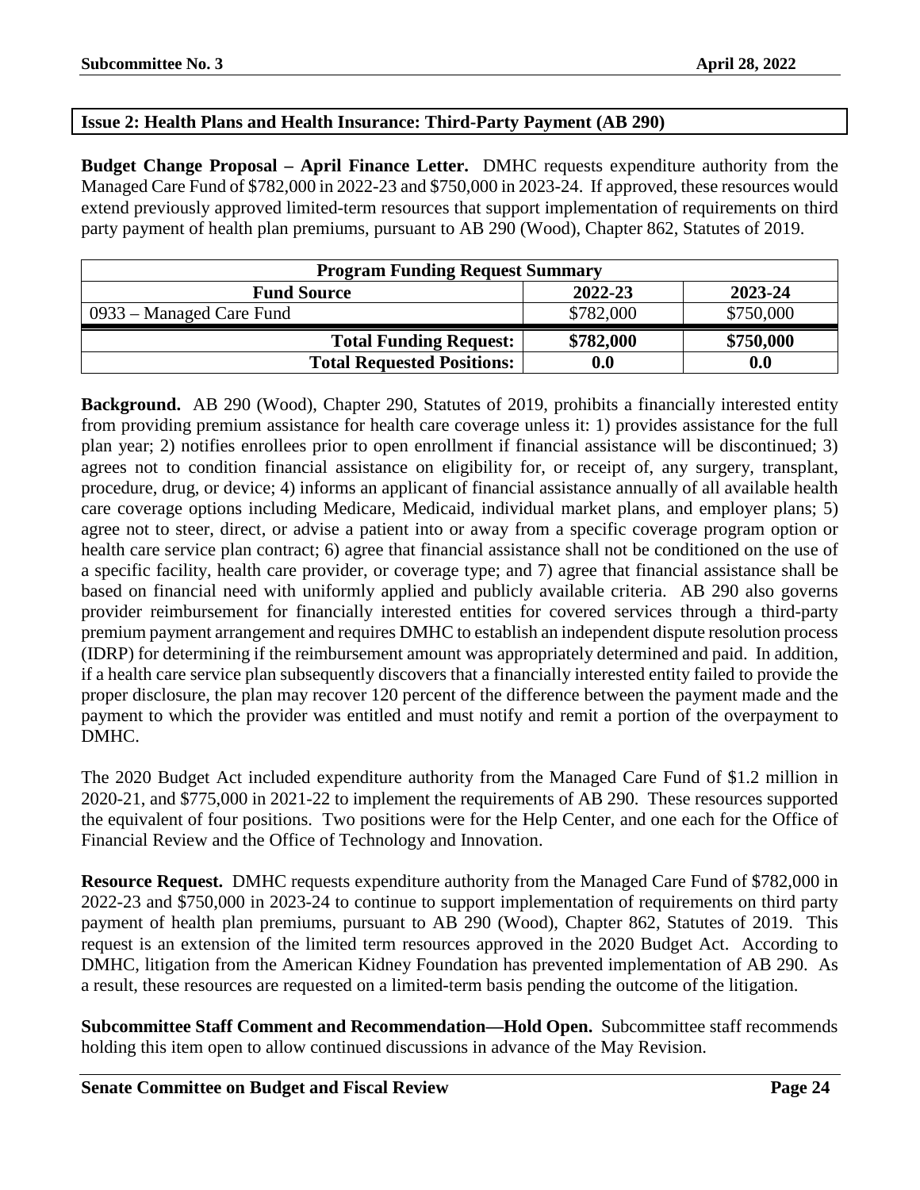## Issue 2: Health Plans and Health Insurance: Third-Party Payment (AB 290)

**Budget Change Proposal – April Finance Letter.** DMHC requests expenditure authority from the Managed Care Fund of $782,000 in 2022-23 and $750,000 in 2023-24. If approved, these resources would extend previously approved limited-term resources that support implementation of requirements on third party payment of health plan premiums, pursuant to AB 290 (Wood), Chapter 862, Statutes of 2019.

| Program Funding Request Summary | | |
|---|---|---|
| **Fund Source** | **2022-23** | **2023-24** |
| 0933 – Managed Care Fund | $782,000 | $750,000 |
| **Total Funding Request:** | **$782,000** | **$750,000** |
| **Total Requested Positions:** | **0.0** | **0.0** |

**Background.** AB 290 (Wood), Chapter 290, Statutes of 2019, prohibits a financially interested entity from providing premium assistance for health care coverage unless it: 1) provides assistance for the full plan year; 2) notifies enrollees prior to open enrollment if financial assistance will be discontinued; 3) agrees not to condition financial assistance on eligibility for, or receipt of, any surgery, transplant, procedure, drug, or device; 4) informs an applicant of financial assistance annually of all available health care coverage options including Medicare, Medicaid, individual market plans, and employer plans; 5) agree not to steer, direct, or advise a patient into or away from a specific coverage program option or health care service plan contract; 6) agree that financial assistance shall not be conditioned on the use of a specific facility, health care provider, or coverage type; and 7) agree that financial assistance shall be based on financial need with uniformly applied and publicly available criteria. AB 290 also governs provider reimbursement for financially interested entities for covered services through a third-party premium payment arrangement and requires DMHC to establish an independent dispute resolution process (IDRP) for determining if the reimbursement amount was appropriately determined and paid. In addition, if a health care service plan subsequently discovers that a financially interested entity failed to provide the proper disclosure, the plan may recover 120 percent of the difference between the payment made and the payment to which the provider was entitled and must notify and remit a portion of the overpayment to DMHC.

The 2020 Budget Act included expenditure authority from the Managed Care Fund of $1.2 million in 2020-21, and $775,000 in 2021-22 to implement the requirements of AB 290. These resources supported the equivalent of four positions. Two positions were for the Help Center, and one each for the Office of Financial Review and the Office of Technology and Innovation.

**Resource Request.** DMHC requests expenditure authority from the Managed Care Fund of $782,000 in 2022-23 and $750,000 in 2023-24 to continue to support implementation of requirements on third party payment of health plan premiums, pursuant to AB 290 (Wood), Chapter 862, Statutes of 2019. This request is an extension of the limited term resources approved in the 2020 Budget Act. According to DMHC, litigation from the American Kidney Foundation has prevented implementation of AB 290. As a result, these resources are requested on a limited-term basis pending the outcome of the litigation.

**Subcommittee Staff Comment and Recommendation—Hold Open.** Subcommittee staff recommends holding this item open to allow continued discussions in advance of the May Revision.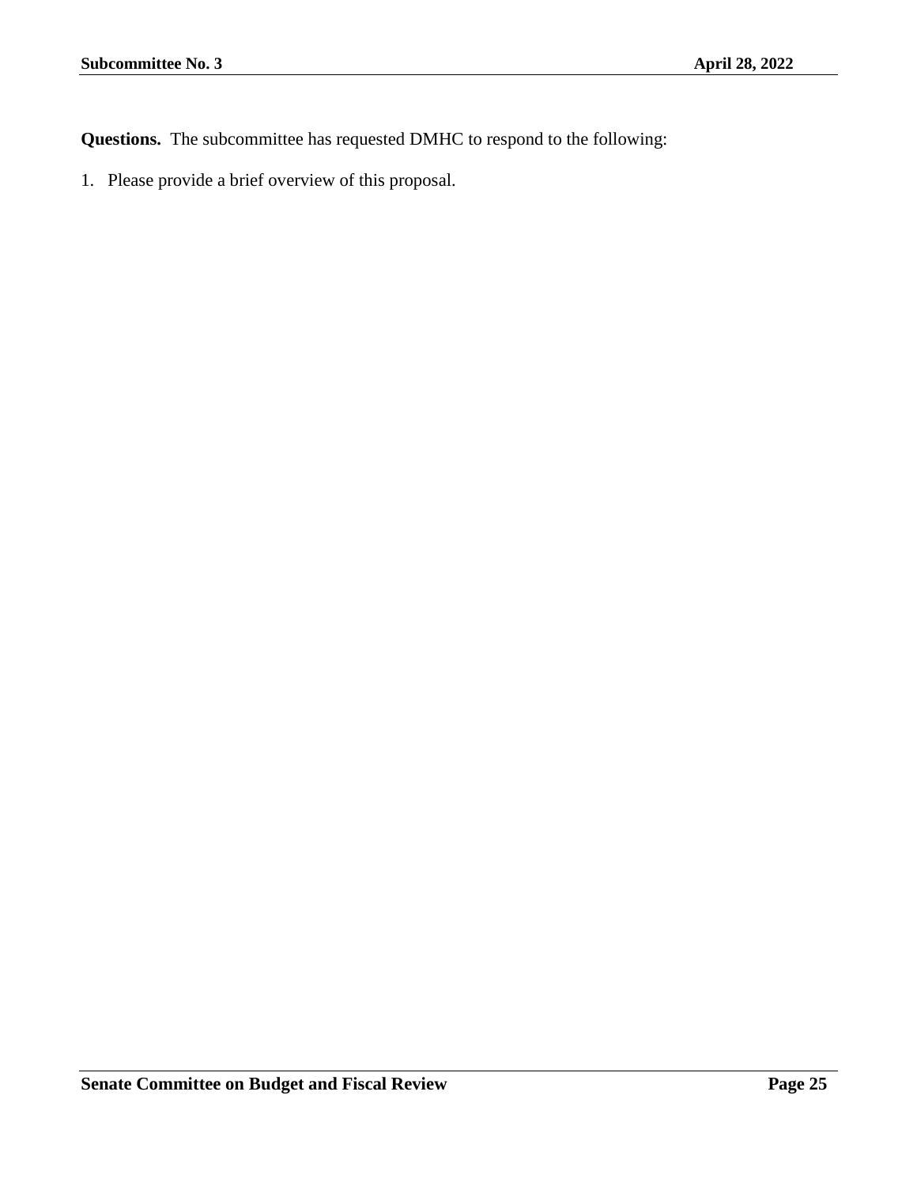**Questions.** The subcommittee has requested DMHC to respond to the following:

1. Please provide a brief overview of this proposal.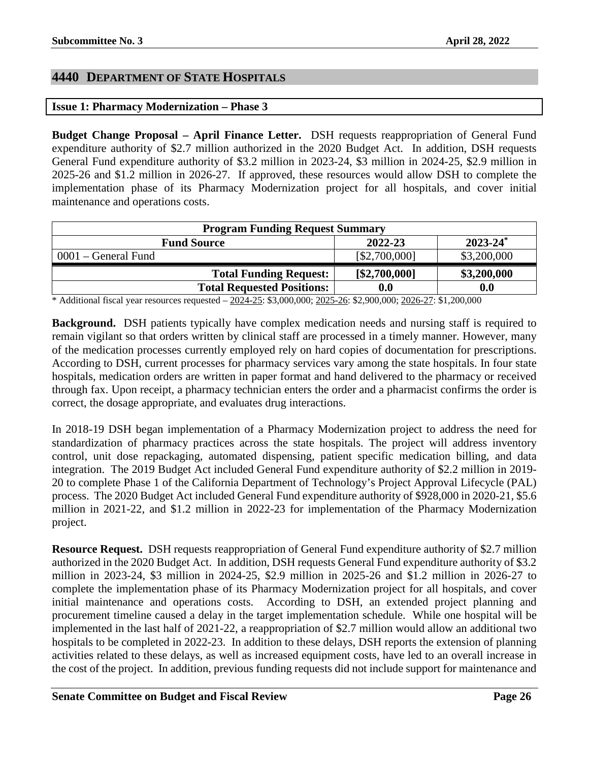## 4440 DEPARTMENT OF STATE HOSPITALS

### Issue 1: Pharmacy Modernization – Phase 3

**Budget Change Proposal – April Finance Letter.** DSH requests reappropriation of General Fund expenditure authority of $2.7 million authorized in the 2020 Budget Act. In addition, DSH requests General Fund expenditure authority of $3.2 million in 2023-24, $3 million in 2024-25, $2.9 million in 2025-26 and $1.2 million in 2026-27. If approved, these resources would allow DSH to complete the implementation phase of its Pharmacy Modernization project for all hospitals, and cover initial maintenance and operations costs.

| Program Funding Request Summary | | |
|---|---|---|
| **Fund Source** | **2022-23** | **2023-24*** |
| 0001 – General Fund | [$2,700,000] | $3,200,000 |
| **Total Funding Request:** | **[$2,700,000]** | **$3,200,000** |
| **Total Requested Positions:** | **0.0** | **0.0** |

\* Additional fiscal year resources requested – 2024-25: $3,000,000; 2025-26: $2,900,000; 2026-27: $1,200,000

**Background.** DSH patients typically have complex medication needs and nursing staff is required to remain vigilant so that orders written by clinical staff are processed in a timely manner. However, many of the medication processes currently employed rely on hard copies of documentation for prescriptions. According to DSH, current processes for pharmacy services vary among the state hospitals. In four state hospitals, medication orders are written in paper format and hand delivered to the pharmacy or received through fax. Upon receipt, a pharmacy technician enters the order and a pharmacist confirms the order is correct, the dosage appropriate, and evaluates drug interactions.

In 2018-19 DSH began implementation of a Pharmacy Modernization project to address the need for standardization of pharmacy practices across the state hospitals. The project will address inventory control, unit dose repackaging, automated dispensing, patient specific medication billing, and data integration. The 2019 Budget Act included General Fund expenditure authority of $2.2 million in 2019-20 to complete Phase 1 of the California Department of Technology's Project Approval Lifecycle (PAL) process. The 2020 Budget Act included General Fund expenditure authority of $928,000 in 2020-21, $5.6 million in 2021-22, and $1.2 million in 2022-23 for implementation of the Pharmacy Modernization project.

**Resource Request.** DSH requests reappropriation of General Fund expenditure authority of $2.7 million authorized in the 2020 Budget Act. In addition, DSH requests General Fund expenditure authority of $3.2 million in 2023-24, $3 million in 2024-25, $2.9 million in 2025-26 and $1.2 million in 2026-27 to complete the implementation phase of its Pharmacy Modernization project for all hospitals, and cover initial maintenance and operations costs. According to DSH, an extended project planning and procurement timeline caused a delay in the target implementation schedule. While one hospital will be implemented in the last half of 2021-22, a reappropriation of $2.7 million would allow an additional two hospitals to be completed in 2022-23. In addition to these delays, DSH reports the extension of planning activities related to these delays, as well as increased equipment costs, have led to an overall increase in the cost of the project. In addition, previous funding requests did not include support for maintenance and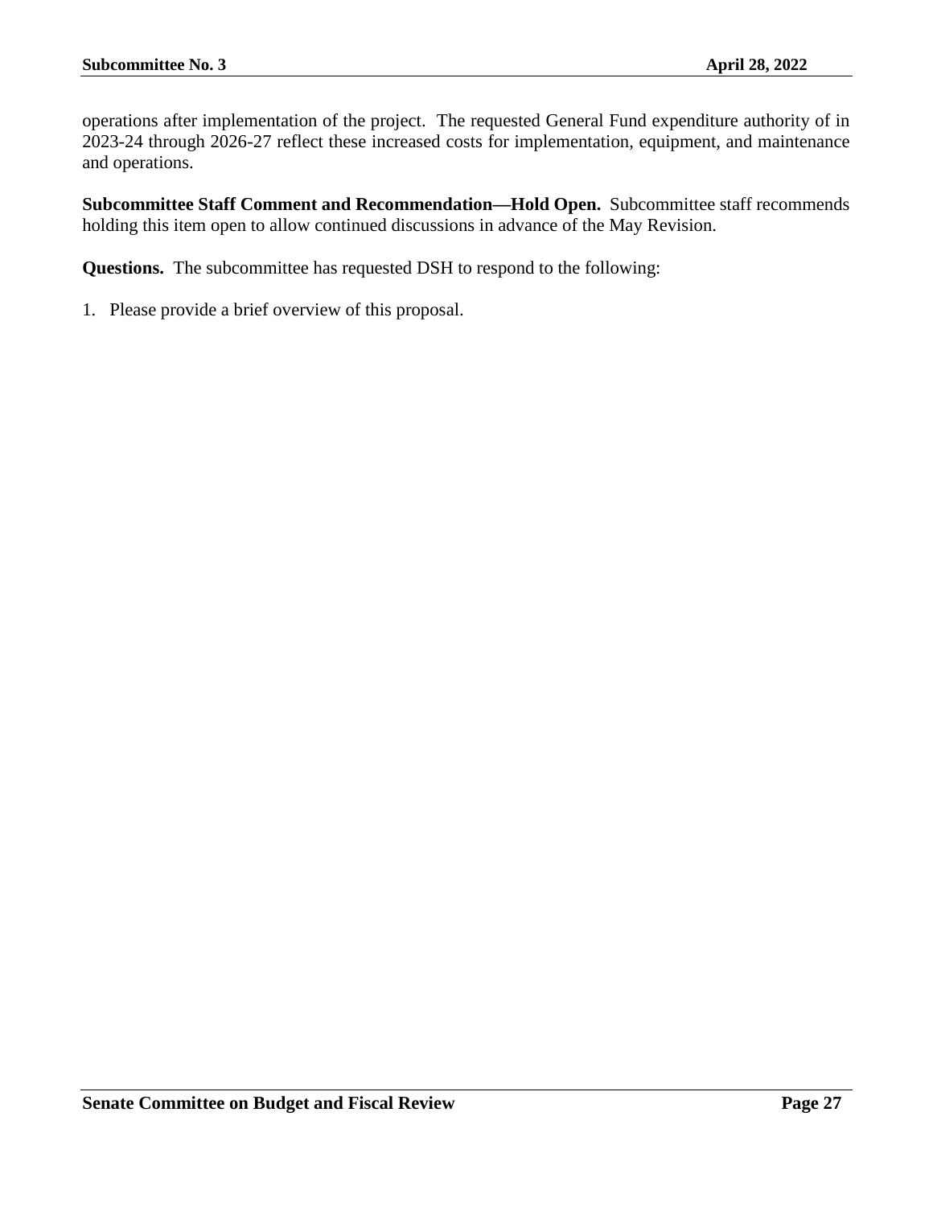operations after implementation of the project. The requested General Fund expenditure authority of in 2023-24 through 2026-27 reflect these increased costs for implementation, equipment, and maintenance and operations.

**Subcommittee Staff Comment and Recommendation—Hold Open.** Subcommittee staff recommends holding this item open to allow continued discussions in advance of the May Revision.

**Questions.** The subcommittee has requested DSH to respond to the following:

1. Please provide a brief overview of this proposal.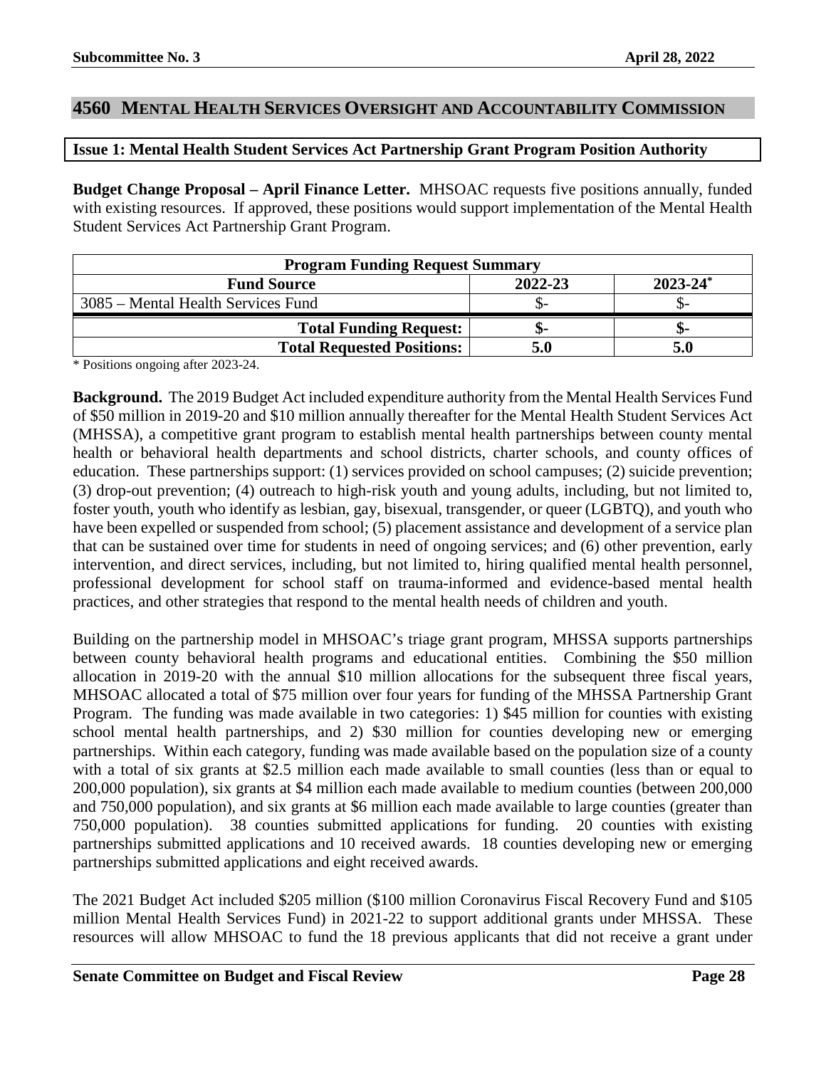## 4560 Mental Health Services Oversight and Accountability Commission

### Issue 1: Mental Health Student Services Act Partnership Grant Program Position Authority

**Budget Change Proposal – April Finance Letter.** MHSOAC requests five positions annually, funded with existing resources. If approved, these positions would support implementation of the Mental Health Student Services Act Partnership Grant Program.

| Program Funding Request Summary | | |
|---|---|---|
| **Fund Source** | **2022-23** | **2023-24*** |
| 3085 – Mental Health Services Fund | $- | $- |
| **Total Funding Request:** | **$-** | **$-** |
| **Total Requested Positions:** | **5.0** | **5.0** |

* Positions ongoing after 2023-24.

**Background.** The 2019 Budget Act included expenditure authority from the Mental Health Services Fund of $50 million in 2019-20 and $10 million annually thereafter for the Mental Health Student Services Act (MHSSA), a competitive grant program to establish mental health partnerships between county mental health or behavioral health departments and school districts, charter schools, and county offices of education. These partnerships support: (1) services provided on school campuses; (2) suicide prevention; (3) drop-out prevention; (4) outreach to high-risk youth and young adults, including, but not limited to, foster youth, youth who identify as lesbian, gay, bisexual, transgender, or queer (LGBTQ), and youth who have been expelled or suspended from school; (5) placement assistance and development of a service plan that can be sustained over time for students in need of ongoing services; and (6) other prevention, early intervention, and direct services, including, but not limited to, hiring qualified mental health personnel, professional development for school staff on trauma-informed and evidence-based mental health practices, and other strategies that respond to the mental health needs of children and youth.

Building on the partnership model in MHSOAC's triage grant program, MHSSA supports partnerships between county behavioral health programs and educational entities. Combining the $50 million allocation in 2019-20 with the annual $10 million allocations for the subsequent three fiscal years, MHSOAC allocated a total of $75 million over four years for funding of the MHSSA Partnership Grant Program. The funding was made available in two categories: 1) $45 million for counties with existing school mental health partnerships, and 2) $30 million for counties developing new or emerging partnerships. Within each category, funding was made available based on the population size of a county with a total of six grants at $2.5 million each made available to small counties (less than or equal to 200,000 population), six grants at $4 million each made available to medium counties (between 200,000 and 750,000 population), and six grants at $6 million each made available to large counties (greater than 750,000 population). 38 counties submitted applications for funding. 20 counties with existing partnerships submitted applications and 10 received awards. 18 counties developing new or emerging partnerships submitted applications and eight received awards.

The 2021 Budget Act included $205 million ($100 million Coronavirus Fiscal Recovery Fund and $105 million Mental Health Services Fund) in 2021-22 to support additional grants under MHSSA. These resources will allow MHSOAC to fund the 18 previous applicants that did not receive a grant under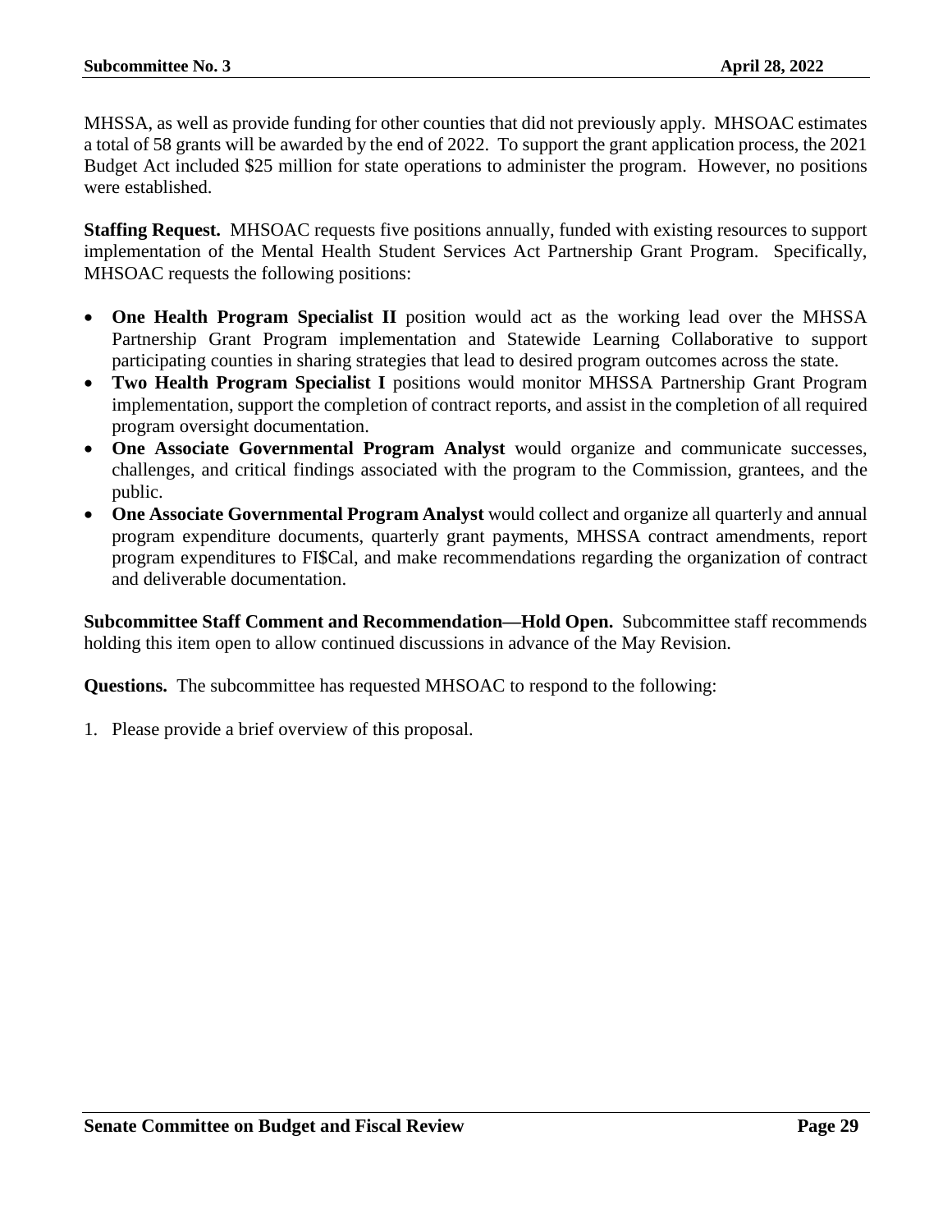MHSSA, as well as provide funding for other counties that did not previously apply. MHSOAC estimates a total of 58 grants will be awarded by the end of 2022. To support the grant application process, the 2021 Budget Act included $25 million for state operations to administer the program. However, no positions were established.

**Staffing Request.** MHSOAC requests five positions annually, funded with existing resources to support implementation of the Mental Health Student Services Act Partnership Grant Program. Specifically, MHSOAC requests the following positions:

- **One Health Program Specialist II** position would act as the working lead over the MHSSA Partnership Grant Program implementation and Statewide Learning Collaborative to support participating counties in sharing strategies that lead to desired program outcomes across the state.
- **Two Health Program Specialist I** positions would monitor MHSSA Partnership Grant Program implementation, support the completion of contract reports, and assist in the completion of all required program oversight documentation.
- **One Associate Governmental Program Analyst** would organize and communicate successes, challenges, and critical findings associated with the program to the Commission, grantees, and the public.
- **One Associate Governmental Program Analyst** would collect and organize all quarterly and annual program expenditure documents, quarterly grant payments, MHSSA contract amendments, report program expenditures to FI$Cal, and make recommendations regarding the organization of contract and deliverable documentation.

**Subcommittee Staff Comment and Recommendation—Hold Open.** Subcommittee staff recommends holding this item open to allow continued discussions in advance of the May Revision.

**Questions.** The subcommittee has requested MHSOAC to respond to the following:

1. Please provide a brief overview of this proposal.